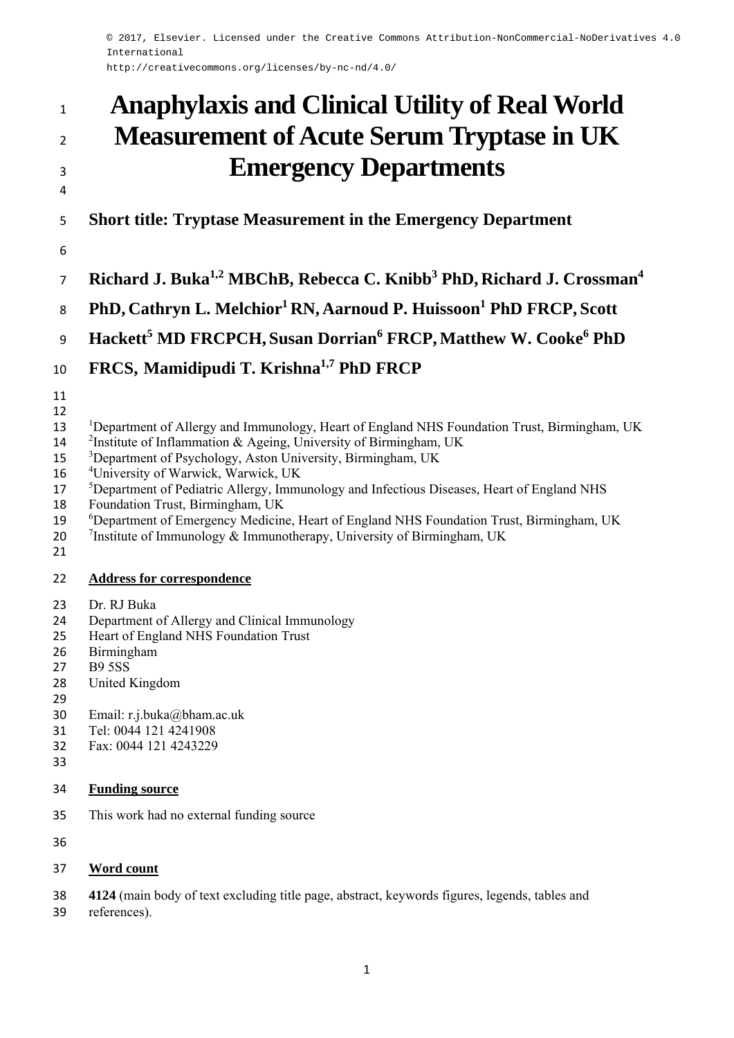© 2017, Elsevier. Licensed under the Creative Commons Attribution-NonCommercial-NoDerivatives 4.0 International
http://creativecommons.org/licenses/by-nc-nd/4.0/

# Anaphylaxis and Clinical Utility of Real World Measurement of Acute Serum Tryptase in UK Emergency Departments

**Short title: Tryptase Measurement in the Emergency Department**

**Richard J. Buka[1,2] MBChB, Rebecca C. Knibb[3] PhD, Richard J. Crossman[4] PhD, Cathryn L. Melchior[1] RN, Aarnoud P. Huissoon[1] PhD FRCP, Scott Hackett[5] MD FRCPCH, Susan Dorrian[6] FRCP, Matthew W. Cooke[6] PhD FRCS, Mamidipudi T. Krishna[1,7] PhD FRCP**

[1]Department of Allergy and Immunology, Heart of England NHS Foundation Trust, Birmingham, UK
[2]Institute of Inflammation & Ageing, University of Birmingham, UK
[3]Department of Psychology, Aston University, Birmingham, UK
[4]University of Warwick, Warwick, UK
[5]Department of Pediatric Allergy, Immunology and Infectious Diseases, Heart of England NHS Foundation Trust, Birmingham, UK
[6]Department of Emergency Medicine, Heart of England NHS Foundation Trust, Birmingham, UK
[7]Institute of Immunology & Immunotherapy, University of Birmingham, UK

**Address for correspondence**

Dr. RJ Buka
Department of Allergy and Clinical Immunology
Heart of England NHS Foundation Trust
Birmingham
B9 5SS
United Kingdom

Email: r.j.buka@bham.ac.uk
Tel: 0044 121 4241908
Fax: 0044 121 4243229

**Funding source**

This work had no external funding source

**Word count**

**4124** (main body of text excluding title page, abstract, keywords figures, legends, tables and references).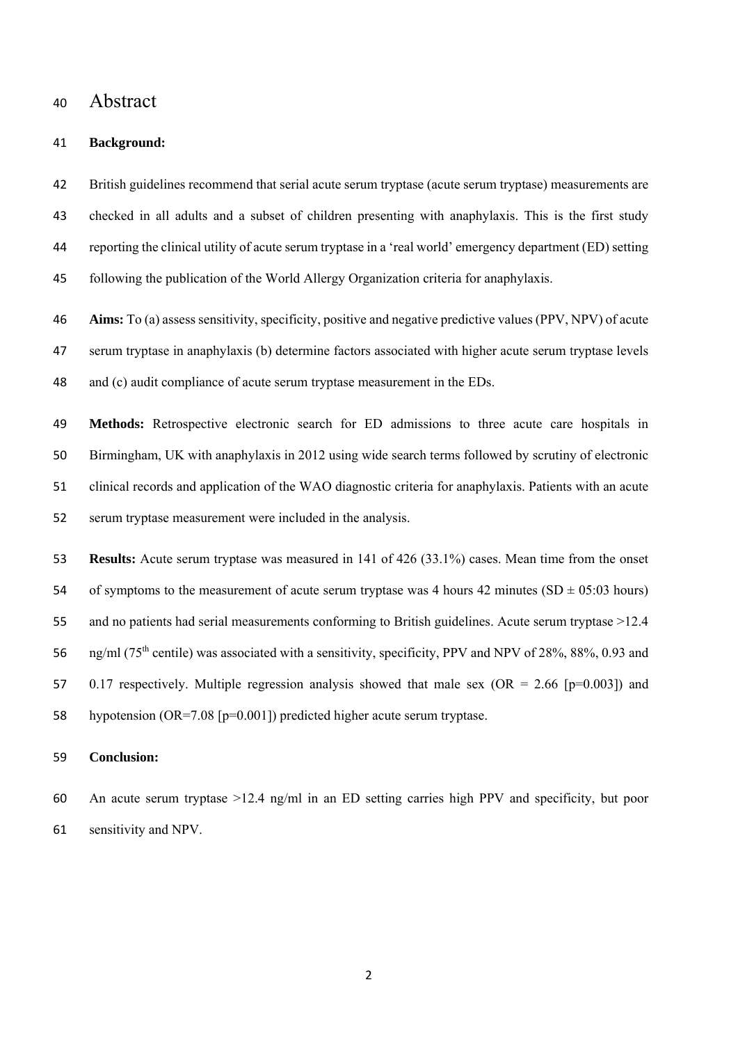# Abstract

**Background:**

British guidelines recommend that serial acute serum tryptase (acute serum tryptase) measurements are checked in all adults and a subset of children presenting with anaphylaxis. This is the first study reporting the clinical utility of acute serum tryptase in a 'real world' emergency department (ED) setting following the publication of the World Allergy Organization criteria for anaphylaxis.

**Aims:** To (a) assess sensitivity, specificity, positive and negative predictive values (PPV, NPV) of acute serum tryptase in anaphylaxis (b) determine factors associated with higher acute serum tryptase levels and (c) audit compliance of acute serum tryptase measurement in the EDs.

**Methods:** Retrospective electronic search for ED admissions to three acute care hospitals in Birmingham, UK with anaphylaxis in 2012 using wide search terms followed by scrutiny of electronic clinical records and application of the WAO diagnostic criteria for anaphylaxis. Patients with an acute serum tryptase measurement were included in the analysis.

**Results:** Acute serum tryptase was measured in 141 of 426 (33.1%) cases. Mean time from the onset of symptoms to the measurement of acute serum tryptase was 4 hours 42 minutes (SD ± 05:03 hours) and no patients had serial measurements conforming to British guidelines. Acute serum tryptase >12.4 ng/ml ($75^{th}$ centile) was associated with a sensitivity, specificity, PPV and NPV of 28%, 88%, 0.93 and 0.17 respectively. Multiple regression analysis showed that male sex (OR = 2.66 [p=0.003]) and hypotension (OR=7.08 [p=0.001]) predicted higher acute serum tryptase.

**Conclusion:**

An acute serum tryptase >12.4 ng/ml in an ED setting carries high PPV and specificity, but poor sensitivity and NPV.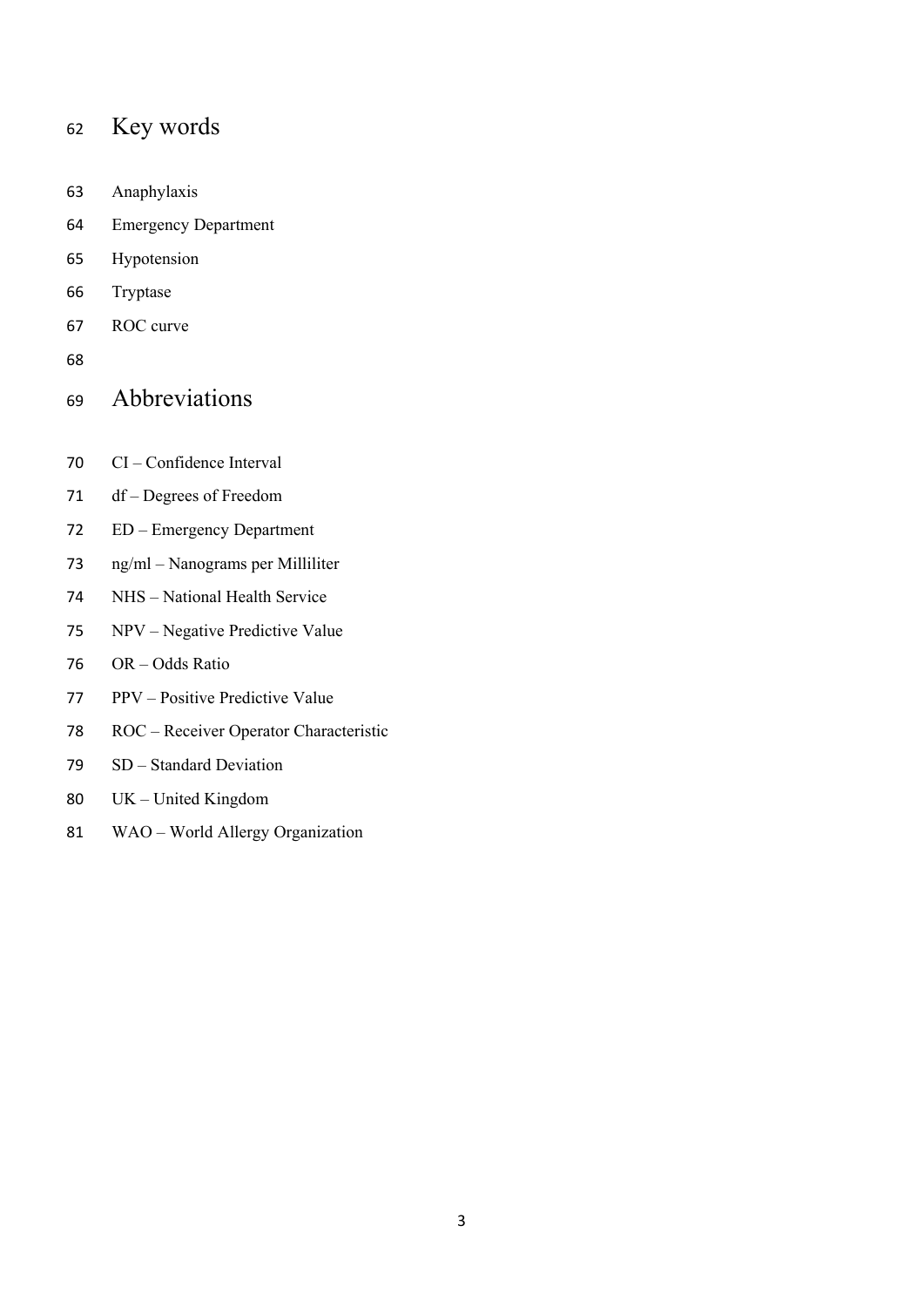# Key words

Anaphylaxis

Emergency Department

Hypotension

Tryptase

ROC curve

# Abbreviations

CI – Confidence Interval

df – Degrees of Freedom

ED – Emergency Department

ng/ml – Nanograms per Milliliter

NHS – National Health Service

NPV – Negative Predictive Value

OR – Odds Ratio

PPV – Positive Predictive Value

ROC – Receiver Operator Characteristic

SD – Standard Deviation

UK – United Kingdom

WAO – World Allergy Organization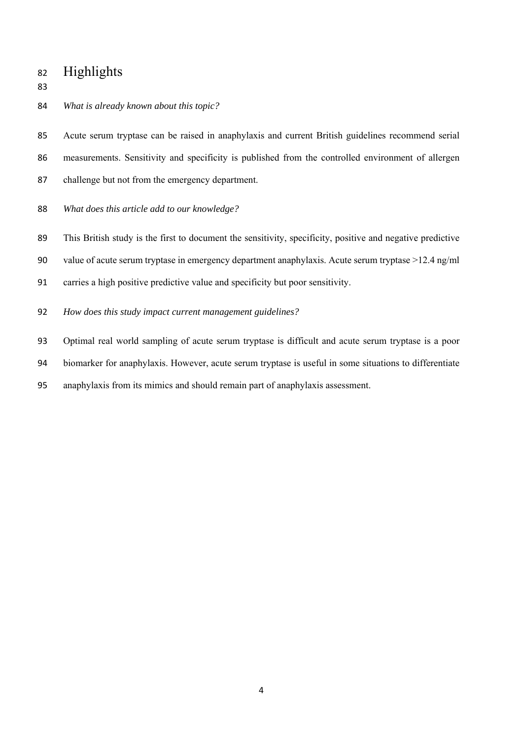# Highlights

*What is already known about this topic?*

Acute serum tryptase can be raised in anaphylaxis and current British guidelines recommend serial measurements. Sensitivity and specificity is published from the controlled environment of allergen challenge but not from the emergency department.

*What does this article add to our knowledge?*

This British study is the first to document the sensitivity, specificity, positive and negative predictive value of acute serum tryptase in emergency department anaphylaxis. Acute serum tryptase >12.4 ng/ml carries a high positive predictive value and specificity but poor sensitivity.

*How does this study impact current management guidelines?*

Optimal real world sampling of acute serum tryptase is difficult and acute serum tryptase is a poor biomarker for anaphylaxis. However, acute serum tryptase is useful in some situations to differentiate anaphylaxis from its mimics and should remain part of anaphylaxis assessment.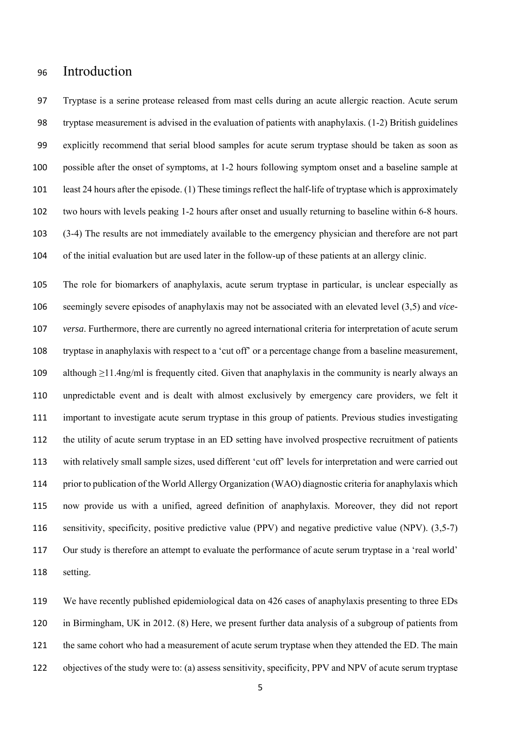# Introduction

Tryptase is a serine protease released from mast cells during an acute allergic reaction. Acute serum tryptase measurement is advised in the evaluation of patients with anaphylaxis. (1-2) British guidelines explicitly recommend that serial blood samples for acute serum tryptase should be taken as soon as possible after the onset of symptoms, at 1-2 hours following symptom onset and a baseline sample at least 24 hours after the episode. (1) These timings reflect the half-life of tryptase which is approximately two hours with levels peaking 1-2 hours after onset and usually returning to baseline within 6-8 hours. (3-4) The results are not immediately available to the emergency physician and therefore are not part of the initial evaluation but are used later in the follow-up of these patients at an allergy clinic.

The role for biomarkers of anaphylaxis, acute serum tryptase in particular, is unclear especially as seemingly severe episodes of anaphylaxis may not be associated with an elevated level (3,5) and *vice-versa*. Furthermore, there are currently no agreed international criteria for interpretation of acute serum tryptase in anaphylaxis with respect to a 'cut off' or a percentage change from a baseline measurement, although ≥11.4ng/ml is frequently cited. Given that anaphylaxis in the community is nearly always an unpredictable event and is dealt with almost exclusively by emergency care providers, we felt it important to investigate acute serum tryptase in this group of patients. Previous studies investigating the utility of acute serum tryptase in an ED setting have involved prospective recruitment of patients with relatively small sample sizes, used different 'cut off' levels for interpretation and were carried out prior to publication of the World Allergy Organization (WAO) diagnostic criteria for anaphylaxis which now provide us with a unified, agreed definition of anaphylaxis. Moreover, they did not report sensitivity, specificity, positive predictive value (PPV) and negative predictive value (NPV). (3,5-7) Our study is therefore an attempt to evaluate the performance of acute serum tryptase in a 'real world' setting.

We have recently published epidemiological data on 426 cases of anaphylaxis presenting to three EDs in Birmingham, UK in 2012. (8) Here, we present further data analysis of a subgroup of patients from the same cohort who had a measurement of acute serum tryptase when they attended the ED. The main objectives of the study were to: (a) assess sensitivity, specificity, PPV and NPV of acute serum tryptase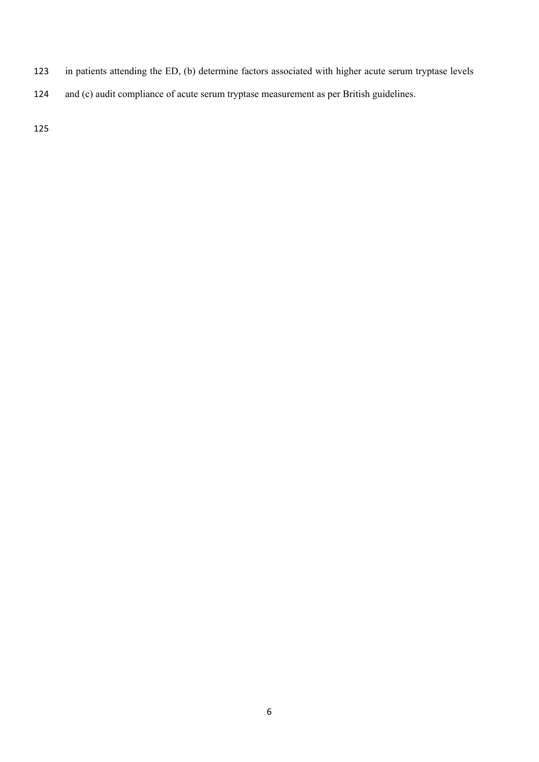in patients attending the ED, (b) determine factors associated with higher acute serum tryptase levels and (c) audit compliance of acute serum tryptase measurement as per British guidelines.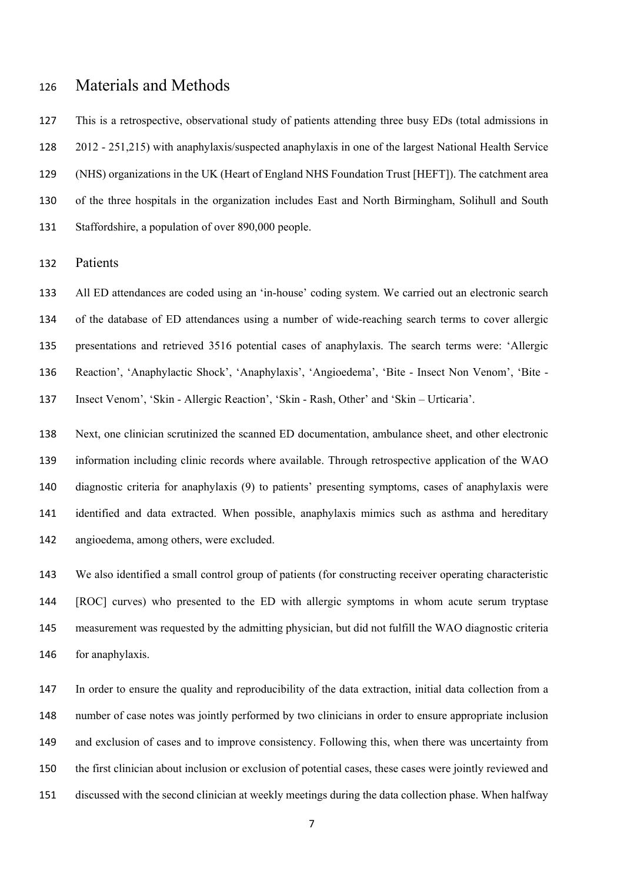# Materials and Methods

This is a retrospective, observational study of patients attending three busy EDs (total admissions in 2012 - 251,215) with anaphylaxis/suspected anaphylaxis in one of the largest National Health Service (NHS) organizations in the UK (Heart of England NHS Foundation Trust [HEFT]). The catchment area of the three hospitals in the organization includes East and North Birmingham, Solihull and South Staffordshire, a population of over 890,000 people.

## Patients

All ED attendances are coded using an 'in-house' coding system. We carried out an electronic search of the database of ED attendances using a number of wide-reaching search terms to cover allergic presentations and retrieved 3516 potential cases of anaphylaxis. The search terms were: 'Allergic Reaction', 'Anaphylactic Shock', 'Anaphylaxis', 'Angioedema', 'Bite - Insect Non Venom', 'Bite - Insect Venom', 'Skin - Allergic Reaction', 'Skin - Rash, Other' and 'Skin – Urticaria'.

Next, one clinician scrutinized the scanned ED documentation, ambulance sheet, and other electronic information including clinic records where available. Through retrospective application of the WAO diagnostic criteria for anaphylaxis (9) to patients' presenting symptoms, cases of anaphylaxis were identified and data extracted. When possible, anaphylaxis mimics such as asthma and hereditary angioedema, among others, were excluded.

We also identified a small control group of patients (for constructing receiver operating characteristic [ROC] curves) who presented to the ED with allergic symptoms in whom acute serum tryptase measurement was requested by the admitting physician, but did not fulfill the WAO diagnostic criteria for anaphylaxis.

In order to ensure the quality and reproducibility of the data extraction, initial data collection from a number of case notes was jointly performed by two clinicians in order to ensure appropriate inclusion and exclusion of cases and to improve consistency. Following this, when there was uncertainty from the first clinician about inclusion or exclusion of potential cases, these cases were jointly reviewed and discussed with the second clinician at weekly meetings during the data collection phase. When halfway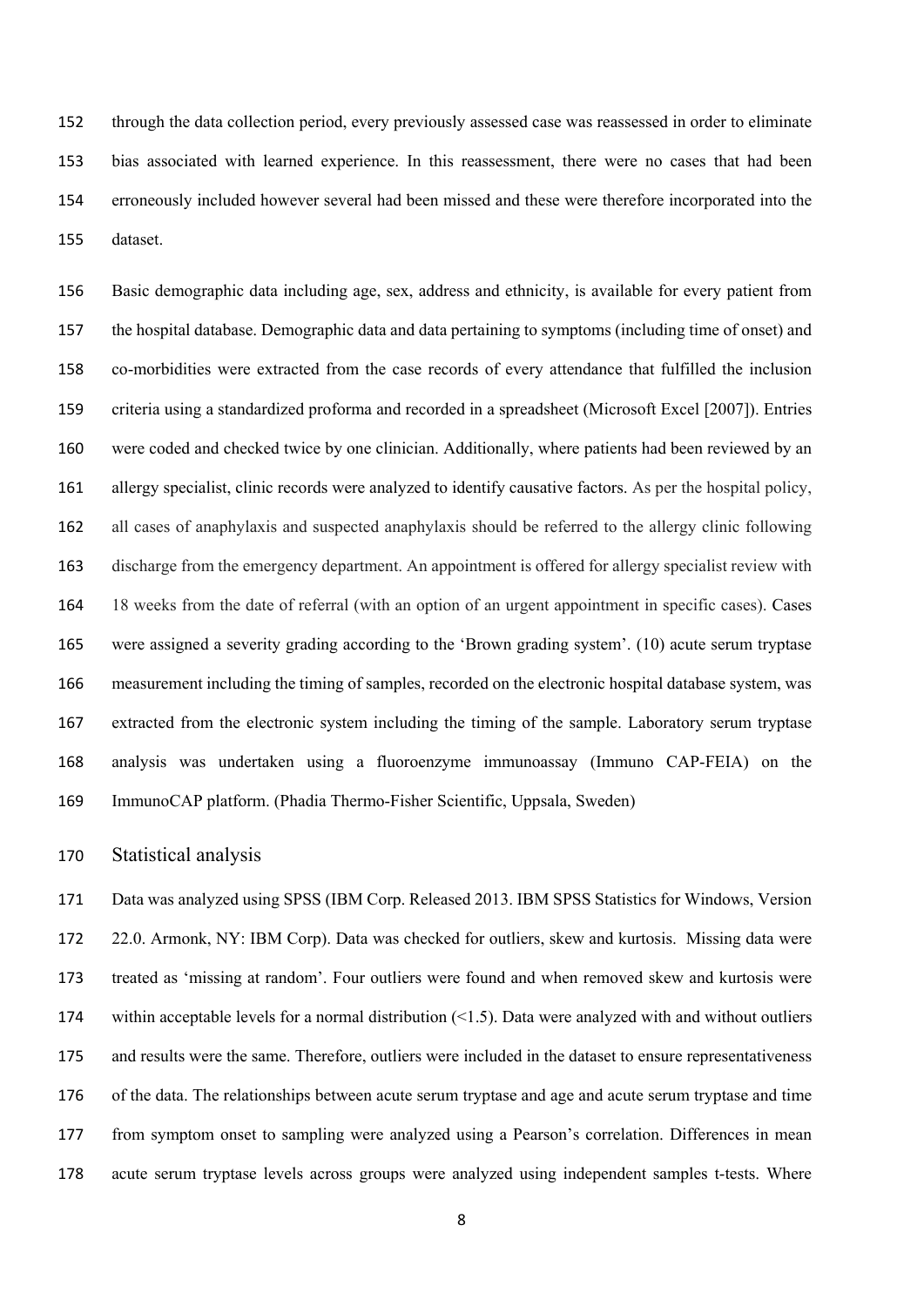through the data collection period, every previously assessed case was reassessed in order to eliminate bias associated with learned experience. In this reassessment, there were no cases that had been erroneously included however several had been missed and these were therefore incorporated into the dataset.

Basic demographic data including age, sex, address and ethnicity, is available for every patient from the hospital database. Demographic data and data pertaining to symptoms (including time of onset) and co-morbidities were extracted from the case records of every attendance that fulfilled the inclusion criteria using a standardized proforma and recorded in a spreadsheet (Microsoft Excel [2007]). Entries were coded and checked twice by one clinician. Additionally, where patients had been reviewed by an allergy specialist, clinic records were analyzed to identify causative factors. As per the hospital policy, all cases of anaphylaxis and suspected anaphylaxis should be referred to the allergy clinic following discharge from the emergency department. An appointment is offered for allergy specialist review with 18 weeks from the date of referral (with an option of an urgent appointment in specific cases). Cases were assigned a severity grading according to the 'Brown grading system'. (10) acute serum tryptase measurement including the timing of samples, recorded on the electronic hospital database system, was extracted from the electronic system including the timing of the sample. Laboratory serum tryptase analysis was undertaken using a fluoroenzyme immunoassay (Immuno CAP-FEIA) on the ImmunoCAP platform. (Phadia Thermo-Fisher Scientific, Uppsala, Sweden)

## Statistical analysis

Data was analyzed using SPSS (IBM Corp. Released 2013. IBM SPSS Statistics for Windows, Version 22.0. Armonk, NY: IBM Corp). Data was checked for outliers, skew and kurtosis. Missing data were treated as 'missing at random'. Four outliers were found and when removed skew and kurtosis were within acceptable levels for a normal distribution (<1.5). Data were analyzed with and without outliers and results were the same. Therefore, outliers were included in the dataset to ensure representativeness of the data. The relationships between acute serum tryptase and age and acute serum tryptase and time from symptom onset to sampling were analyzed using a Pearson's correlation. Differences in mean acute serum tryptase levels across groups were analyzed using independent samples t-tests. Where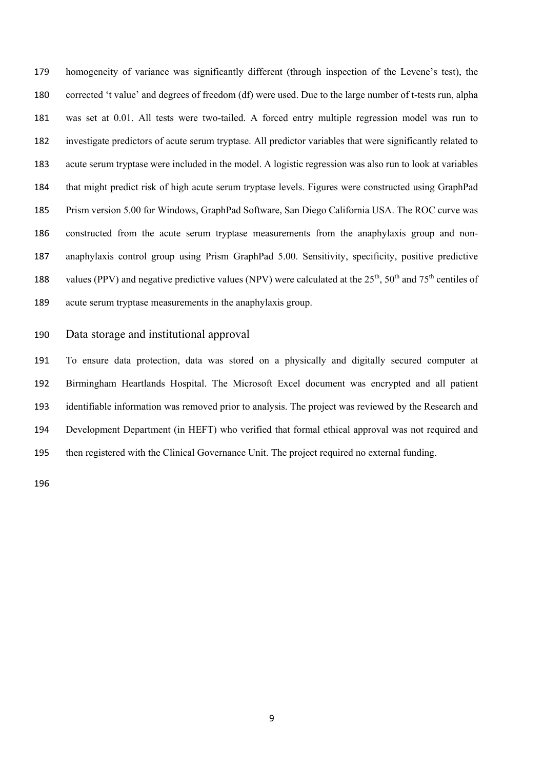homogeneity of variance was significantly different (through inspection of the Levene's test), the corrected 't value' and degrees of freedom (df) were used. Due to the large number of t-tests run, alpha was set at 0.01. All tests were two-tailed. A forced entry multiple regression model was run to investigate predictors of acute serum tryptase. All predictor variables that were significantly related to acute serum tryptase were included in the model. A logistic regression was also run to look at variables that might predict risk of high acute serum tryptase levels. Figures were constructed using GraphPad Prism version 5.00 for Windows, GraphPad Software, San Diego California USA. The ROC curve was constructed from the acute serum tryptase measurements from the anaphylaxis group and non-anaphylaxis control group using Prism GraphPad 5.00. Sensitivity, specificity, positive predictive values (PPV) and negative predictive values (NPV) were calculated at the 25$^{th}$, 50$^{th}$ and 75$^{th}$ centiles of acute serum tryptase measurements in the anaphylaxis group.

## Data storage and institutional approval

To ensure data protection, data was stored on a physically and digitally secured computer at Birmingham Heartlands Hospital. The Microsoft Excel document was encrypted and all patient identifiable information was removed prior to analysis. The project was reviewed by the Research and Development Department (in HEFT) who verified that formal ethical approval was not required and then registered with the Clinical Governance Unit. The project required no external funding.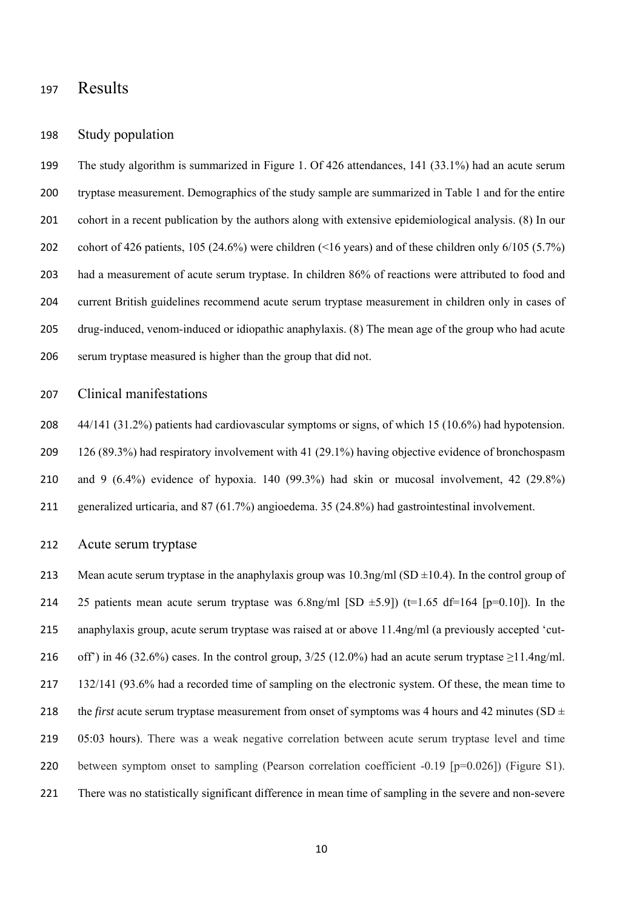# Results

## Study population

The study algorithm is summarized in Figure 1. Of 426 attendances, 141 (33.1%) had an acute serum tryptase measurement. Demographics of the study sample are summarized in Table 1 and for the entire cohort in a recent publication by the authors along with extensive epidemiological analysis. (8) In our cohort of 426 patients, 105 (24.6%) were children (<16 years) and of these children only 6/105 (5.7%) had a measurement of acute serum tryptase. In children 86% of reactions were attributed to food and current British guidelines recommend acute serum tryptase measurement in children only in cases of drug-induced, venom-induced or idiopathic anaphylaxis. (8) The mean age of the group who had acute serum tryptase measured is higher than the group that did not.

## Clinical manifestations

44/141 (31.2%) patients had cardiovascular symptoms or signs, of which 15 (10.6%) had hypotension. 126 (89.3%) had respiratory involvement with 41 (29.1%) having objective evidence of bronchospasm and 9 (6.4%) evidence of hypoxia. 140 (99.3%) had skin or mucosal involvement, 42 (29.8%) generalized urticaria, and 87 (61.7%) angioedema. 35 (24.8%) had gastrointestinal involvement.

## Acute serum tryptase

Mean acute serum tryptase in the anaphylaxis group was 10.3ng/ml (SD ±10.4). In the control group of 25 patients mean acute serum tryptase was 6.8ng/ml [SD ±5.9]) ($t=1.65$ $df=164$ [$p=0.10$]). In the anaphylaxis group, acute serum tryptase was raised at or above 11.4ng/ml (a previously accepted 'cut-off') in 46 (32.6%) cases. In the control group, 3/25 (12.0%) had an acute serum tryptase ≥11.4ng/ml. 132/141 (93.6% had a recorded time of sampling on the electronic system. Of these, the mean time to the *first* acute serum tryptase measurement from onset of symptoms was 4 hours and 42 minutes (SD ± 05:03 hours). There was a weak negative correlation between acute serum tryptase level and time between symptom onset to sampling (Pearson correlation coefficient -0.19 [$p=0.026$]) (Figure S1). There was no statistically significant difference in mean time of sampling in the severe and non-severe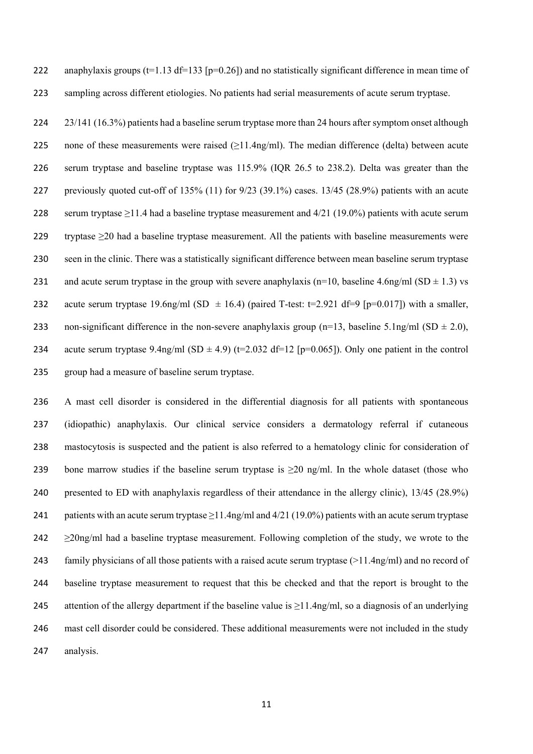anaphylaxis groups ($t=1.13$ $df=133$ [$p=0.26$]) and no statistically significant difference in mean time of sampling across different etiologies. No patients had serial measurements of acute serum tryptase.

23/141 (16.3%) patients had a baseline serum tryptase more than 24 hours after symptom onset although none of these measurements were raised (≥11.4ng/ml). The median difference (delta) between acute serum tryptase and baseline tryptase was 115.9% (IQR 26.5 to 238.2). Delta was greater than the previously quoted cut-off of 135% (11) for 9/23 (39.1%) cases. 13/45 (28.9%) patients with an acute serum tryptase ≥11.4 had a baseline tryptase measurement and 4/21 (19.0%) patients with acute serum tryptase ≥20 had a baseline tryptase measurement. All the patients with baseline measurements were seen in the clinic. There was a statistically significant difference between mean baseline serum tryptase and acute serum tryptase in the group with severe anaphylaxis ($n=10$, baseline 4.6ng/ml (SD ± 1.3) vs acute serum tryptase 19.6ng/ml (SD ± 16.4) (paired T-test: $t=2.921$ $df=9$ [$p=0.017$]) with a smaller, non-significant difference in the non-severe anaphylaxis group ($n=13$, baseline 5.1ng/ml (SD ± 2.0), acute serum tryptase 9.4ng/ml (SD ± 4.9) ($t=2.032$ $df=12$ [$p=0.065$]). Only one patient in the control group had a measure of baseline serum tryptase.

A mast cell disorder is considered in the differential diagnosis for all patients with spontaneous (idiopathic) anaphylaxis. Our clinical service considers a dermatology referral if cutaneous mastocytosis is suspected and the patient is also referred to a hematology clinic for consideration of bone marrow studies if the baseline serum tryptase is ≥20 ng/ml. In the whole dataset (those who presented to ED with anaphylaxis regardless of their attendance in the allergy clinic), 13/45 (28.9%) patients with an acute serum tryptase ≥11.4ng/ml and 4/21 (19.0%) patients with an acute serum tryptase ≥20ng/ml had a baseline tryptase measurement. Following completion of the study, we wrote to the family physicians of all those patients with a raised acute serum tryptase (>11.4ng/ml) and no record of baseline tryptase measurement to request that this be checked and that the report is brought to the attention of the allergy department if the baseline value is ≥11.4ng/ml, so a diagnosis of an underlying mast cell disorder could be considered. These additional measurements were not included in the study analysis.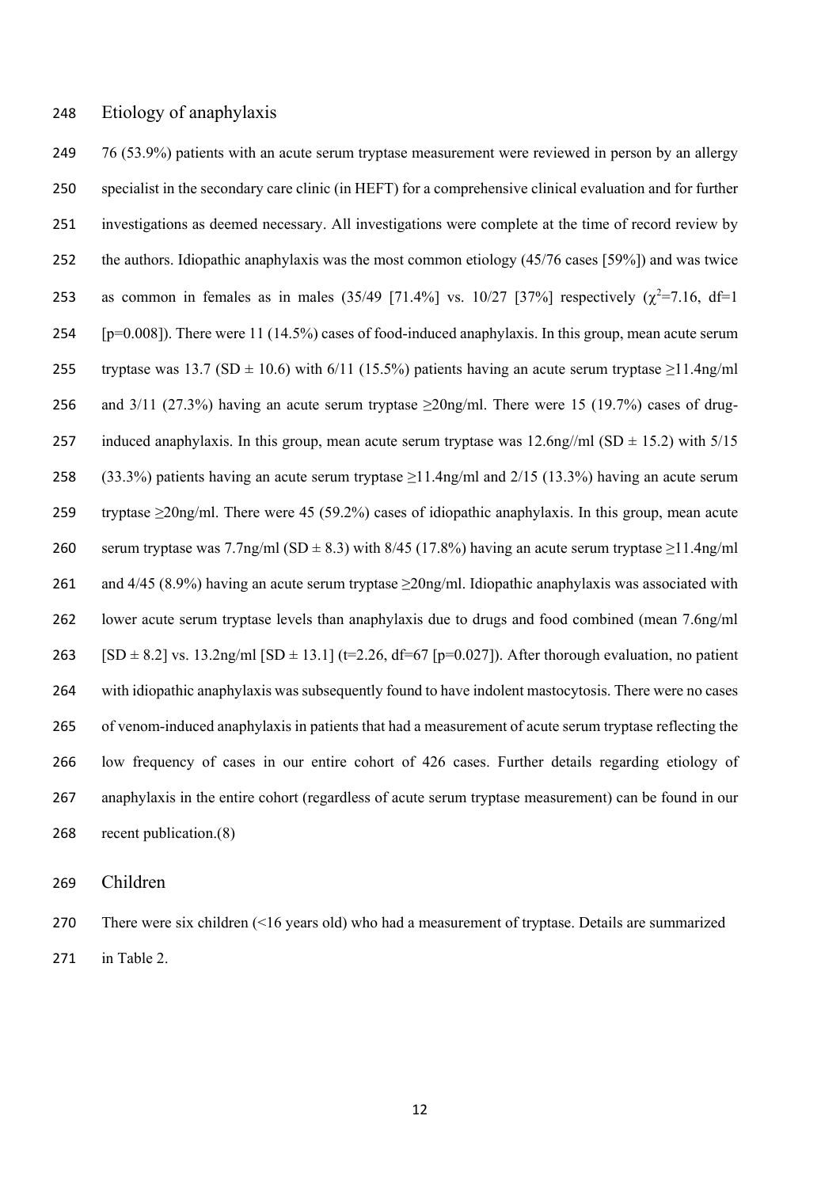## Etiology of anaphylaxis

76 (53.9%) patients with an acute serum tryptase measurement were reviewed in person by an allergy specialist in the secondary care clinic (in HEFT) for a comprehensive clinical evaluation and for further investigations as deemed necessary. All investigations were complete at the time of record review by the authors. Idiopathic anaphylaxis was the most common etiology (45/76 cases [59%]) and was twice as common in females as in males (35/49 [71.4%] vs. 10/27 [37%] respectively ($\chi^2$=7.16, df=1 [p=0.008]). There were 11 (14.5%) cases of food-induced anaphylaxis. In this group, mean acute serum tryptase was 13.7 (SD ± 10.6) with 6/11 (15.5%) patients having an acute serum tryptase ≥11.4ng/ml and 3/11 (27.3%) having an acute serum tryptase ≥20ng/ml. There were 15 (19.7%) cases of drug-induced anaphylaxis. In this group, mean acute serum tryptase was 12.6ng//ml (SD ± 15.2) with 5/15 (33.3%) patients having an acute serum tryptase ≥11.4ng/ml and 2/15 (13.3%) having an acute serum tryptase ≥20ng/ml. There were 45 (59.2%) cases of idiopathic anaphylaxis. In this group, mean acute serum tryptase was 7.7ng/ml (SD ± 8.3) with 8/45 (17.8%) having an acute serum tryptase ≥11.4ng/ml and 4/45 (8.9%) having an acute serum tryptase ≥20ng/ml. Idiopathic anaphylaxis was associated with lower acute serum tryptase levels than anaphylaxis due to drugs and food combined (mean 7.6ng/ml [SD ± 8.2] vs. 13.2ng/ml [SD ± 13.1] (t=2.26, df=67 [p=0.027]). After thorough evaluation, no patient with idiopathic anaphylaxis was subsequently found to have indolent mastocytosis. There were no cases of venom-induced anaphylaxis in patients that had a measurement of acute serum tryptase reflecting the low frequency of cases in our entire cohort of 426 cases. Further details regarding etiology of anaphylaxis in the entire cohort (regardless of acute serum tryptase measurement) can be found in our recent publication.(8)

## Children

There were six children (<16 years old) who had a measurement of tryptase. Details are summarized in Table 2.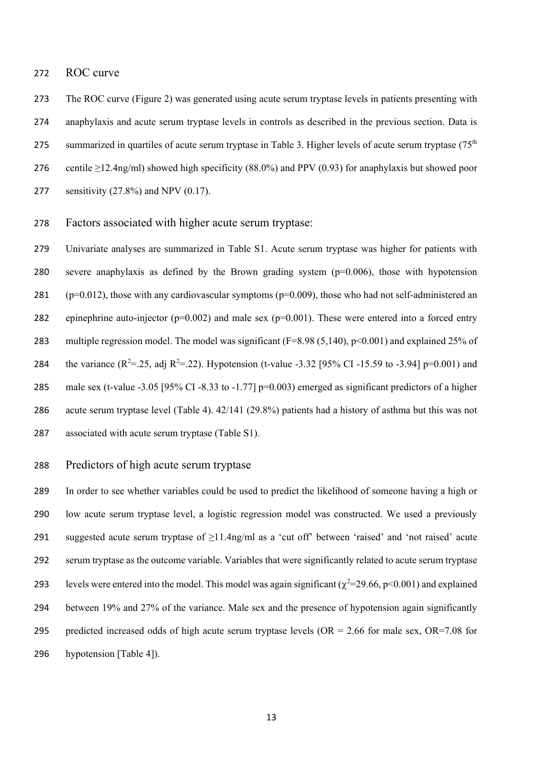## ROC curve

The ROC curve (Figure 2) was generated using acute serum tryptase levels in patients presenting with anaphylaxis and acute serum tryptase levels in controls as described in the previous section. Data is summarized in quartiles of acute serum tryptase in Table 3. Higher levels of acute serum tryptase (75$^{th}$ centile ≥12.4ng/ml) showed high specificity (88.0%) and PPV (0.93) for anaphylaxis but showed poor sensitivity (27.8%) and NPV (0.17).

## Factors associated with higher acute serum tryptase:

Univariate analyses are summarized in Table S1. Acute serum tryptase was higher for patients with severe anaphylaxis as defined by the Brown grading system ($p=0.006$), those with hypotension ($p=0.012$), those with any cardiovascular symptoms ($p=0.009$), those who had not self-administered an epinephrine auto-injector ($p=0.002$) and male sex ($p=0.001$). These were entered into a forced entry multiple regression model. The model was significant ($F=8.98$ (5,140), $p<0.001$) and explained 25% of the variance ($R^2=.25$, adj $R^2=.22$). Hypotension (t-value -3.32 [95% CI -15.59 to -3.94] $p=0.001$) and male sex (t-value -3.05 [95% CI -8.33 to -1.77] $p=0.003$) emerged as significant predictors of a higher acute serum tryptase level (Table 4). 42/141 (29.8%) patients had a history of asthma but this was not associated with acute serum tryptase (Table S1).

## Predictors of high acute serum tryptase

In order to see whether variables could be used to predict the likelihood of someone having a high or low acute serum tryptase level, a logistic regression model was constructed. We used a previously suggested acute serum tryptase of ≥11.4ng/ml as a 'cut off' between 'raised' and 'not raised' acute serum tryptase as the outcome variable. Variables that were significantly related to acute serum tryptase levels were entered into the model. This model was again significant ($\chi^2=29.66$, $p<0.001$) and explained between 19% and 27% of the variance. Male sex and the presence of hypotension again significantly predicted increased odds of high acute serum tryptase levels (OR = 2.66 for male sex, OR=7.08 for hypotension [Table 4]).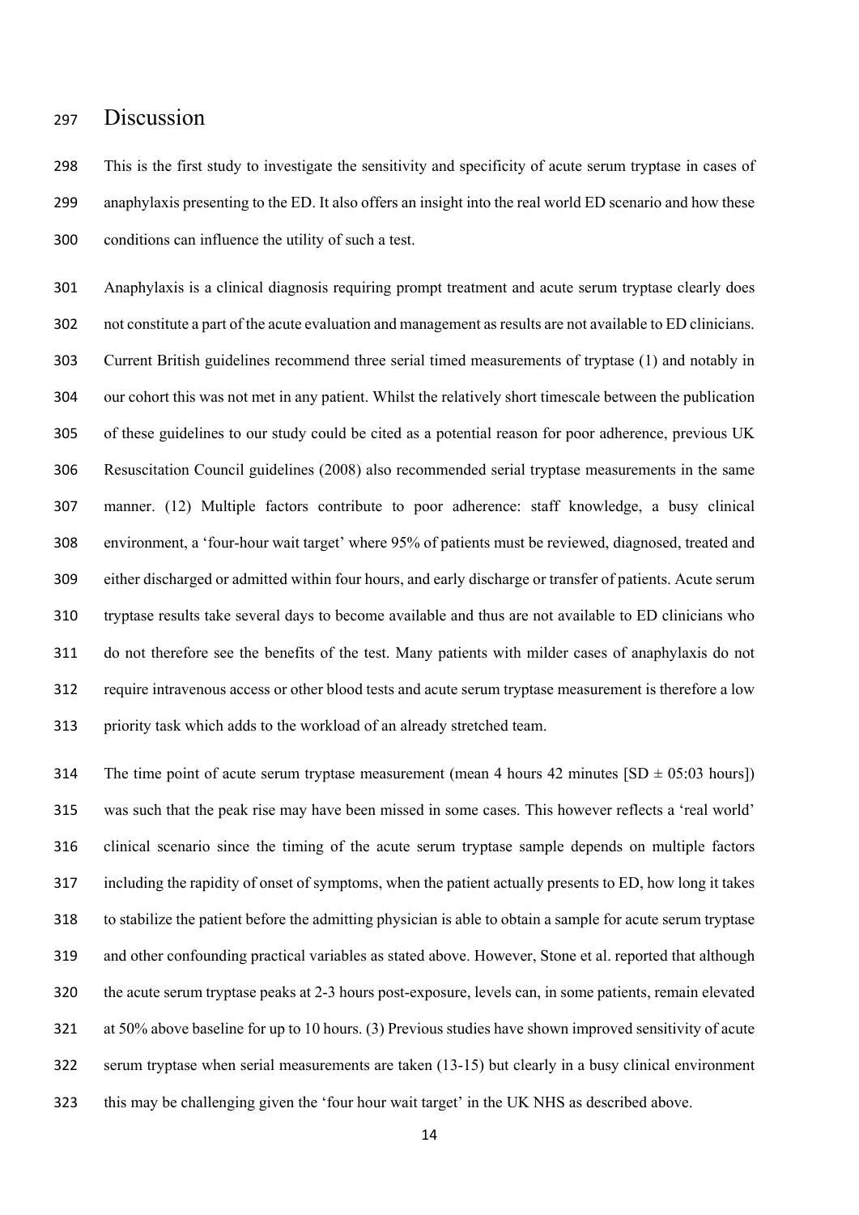# Discussion

This is the first study to investigate the sensitivity and specificity of acute serum tryptase in cases of anaphylaxis presenting to the ED. It also offers an insight into the real world ED scenario and how these conditions can influence the utility of such a test.

Anaphylaxis is a clinical diagnosis requiring prompt treatment and acute serum tryptase clearly does not constitute a part of the acute evaluation and management as results are not available to ED clinicians. Current British guidelines recommend three serial timed measurements of tryptase (1) and notably in our cohort this was not met in any patient. Whilst the relatively short timescale between the publication of these guidelines to our study could be cited as a potential reason for poor adherence, previous UK Resuscitation Council guidelines (2008) also recommended serial tryptase measurements in the same manner. (12) Multiple factors contribute to poor adherence: staff knowledge, a busy clinical environment, a 'four-hour wait target' where 95% of patients must be reviewed, diagnosed, treated and either discharged or admitted within four hours, and early discharge or transfer of patients. Acute serum tryptase results take several days to become available and thus are not available to ED clinicians who do not therefore see the benefits of the test. Many patients with milder cases of anaphylaxis do not require intravenous access or other blood tests and acute serum tryptase measurement is therefore a low priority task which adds to the workload of an already stretched team.

The time point of acute serum tryptase measurement (mean 4 hours 42 minutes [SD ± 05:03 hours]) was such that the peak rise may have been missed in some cases. This however reflects a 'real world' clinical scenario since the timing of the acute serum tryptase sample depends on multiple factors including the rapidity of onset of symptoms, when the patient actually presents to ED, how long it takes to stabilize the patient before the admitting physician is able to obtain a sample for acute serum tryptase and other confounding practical variables as stated above. However, Stone et al. reported that although the acute serum tryptase peaks at 2-3 hours post-exposure, levels can, in some patients, remain elevated at 50% above baseline for up to 10 hours. (3) Previous studies have shown improved sensitivity of acute serum tryptase when serial measurements are taken (13-15) but clearly in a busy clinical environment this may be challenging given the 'four hour wait target' in the UK NHS as described above.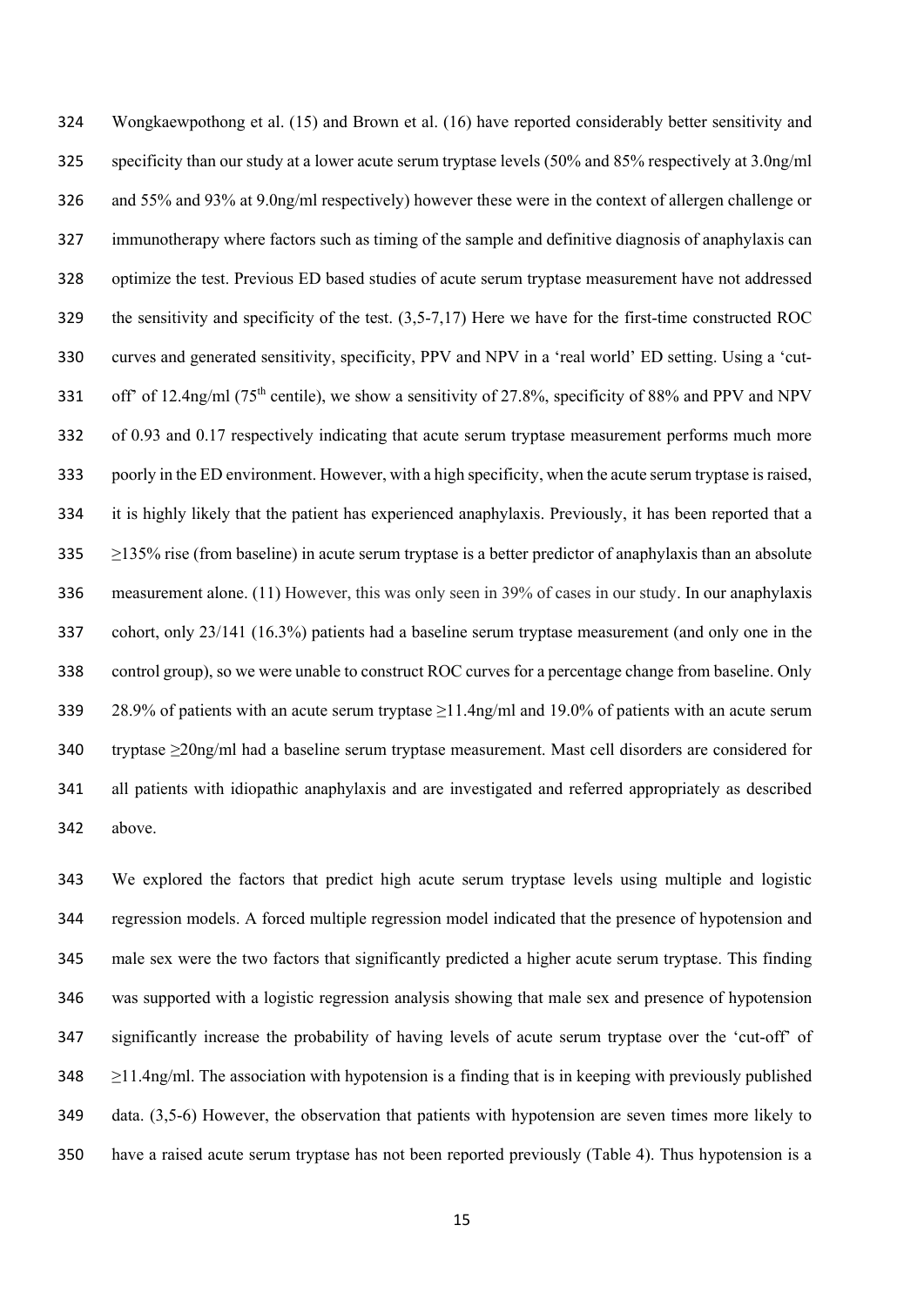Wongkaewpothong et al. (15) and Brown et al. (16) have reported considerably better sensitivity and specificity than our study at a lower acute serum tryptase levels (50% and 85% respectively at 3.0ng/ml and 55% and 93% at 9.0ng/ml respectively) however these were in the context of allergen challenge or immunotherapy where factors such as timing of the sample and definitive diagnosis of anaphylaxis can optimize the test. Previous ED based studies of acute serum tryptase measurement have not addressed the sensitivity and specificity of the test. (3,5-7,17) Here we have for the first-time constructed ROC curves and generated sensitivity, specificity, PPV and NPV in a 'real world' ED setting. Using a 'cut-off' of 12.4ng/ml (75$^{th}$ centile), we show a sensitivity of 27.8%, specificity of 88% and PPV and NPV of 0.93 and 0.17 respectively indicating that acute serum tryptase measurement performs much more poorly in the ED environment. However, with a high specificity, when the acute serum tryptase is raised, it is highly likely that the patient has experienced anaphylaxis. Previously, it has been reported that a ≥135% rise (from baseline) in acute serum tryptase is a better predictor of anaphylaxis than an absolute measurement alone. (11) However, this was only seen in 39% of cases in our study. In our anaphylaxis cohort, only 23/141 (16.3%) patients had a baseline serum tryptase measurement (and only one in the control group), so we were unable to construct ROC curves for a percentage change from baseline. Only 28.9% of patients with an acute serum tryptase ≥11.4ng/ml and 19.0% of patients with an acute serum tryptase ≥20ng/ml had a baseline serum tryptase measurement. Mast cell disorders are considered for all patients with idiopathic anaphylaxis and are investigated and referred appropriately as described above.

We explored the factors that predict high acute serum tryptase levels using multiple and logistic regression models. A forced multiple regression model indicated that the presence of hypotension and male sex were the two factors that significantly predicted a higher acute serum tryptase. This finding was supported with a logistic regression analysis showing that male sex and presence of hypotension significantly increase the probability of having levels of acute serum tryptase over the 'cut-off' of ≥11.4ng/ml. The association with hypotension is a finding that is in keeping with previously published data. (3,5-6) However, the observation that patients with hypotension are seven times more likely to have a raised acute serum tryptase has not been reported previously (Table 4). Thus hypotension is a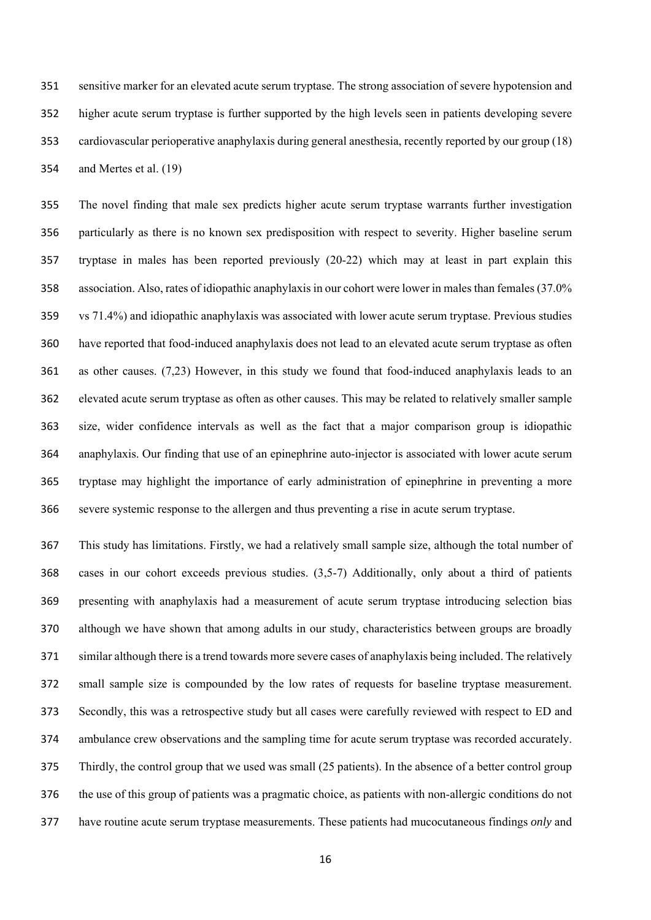sensitive marker for an elevated acute serum tryptase. The strong association of severe hypotension and higher acute serum tryptase is further supported by the high levels seen in patients developing severe cardiovascular perioperative anaphylaxis during general anesthesia, recently reported by our group (18) and Mertes et al. (19)

The novel finding that male sex predicts higher acute serum tryptase warrants further investigation particularly as there is no known sex predisposition with respect to severity. Higher baseline serum tryptase in males has been reported previously (20-22) which may at least in part explain this association. Also, rates of idiopathic anaphylaxis in our cohort were lower in males than females (37.0% vs 71.4%) and idiopathic anaphylaxis was associated with lower acute serum tryptase. Previous studies have reported that food-induced anaphylaxis does not lead to an elevated acute serum tryptase as often as other causes. (7,23) However, in this study we found that food-induced anaphylaxis leads to an elevated acute serum tryptase as often as other causes. This may be related to relatively smaller sample size, wider confidence intervals as well as the fact that a major comparison group is idiopathic anaphylaxis. Our finding that use of an epinephrine auto-injector is associated with lower acute serum tryptase may highlight the importance of early administration of epinephrine in preventing a more severe systemic response to the allergen and thus preventing a rise in acute serum tryptase.

This study has limitations. Firstly, we had a relatively small sample size, although the total number of cases in our cohort exceeds previous studies. (3,5-7) Additionally, only about a third of patients presenting with anaphylaxis had a measurement of acute serum tryptase introducing selection bias although we have shown that among adults in our study, characteristics between groups are broadly similar although there is a trend towards more severe cases of anaphylaxis being included. The relatively small sample size is compounded by the low rates of requests for baseline tryptase measurement. Secondly, this was a retrospective study but all cases were carefully reviewed with respect to ED and ambulance crew observations and the sampling time for acute serum tryptase was recorded accurately. Thirdly, the control group that we used was small (25 patients). In the absence of a better control group the use of this group of patients was a pragmatic choice, as patients with non-allergic conditions do not have routine acute serum tryptase measurements. These patients had mucocutaneous findings *only* and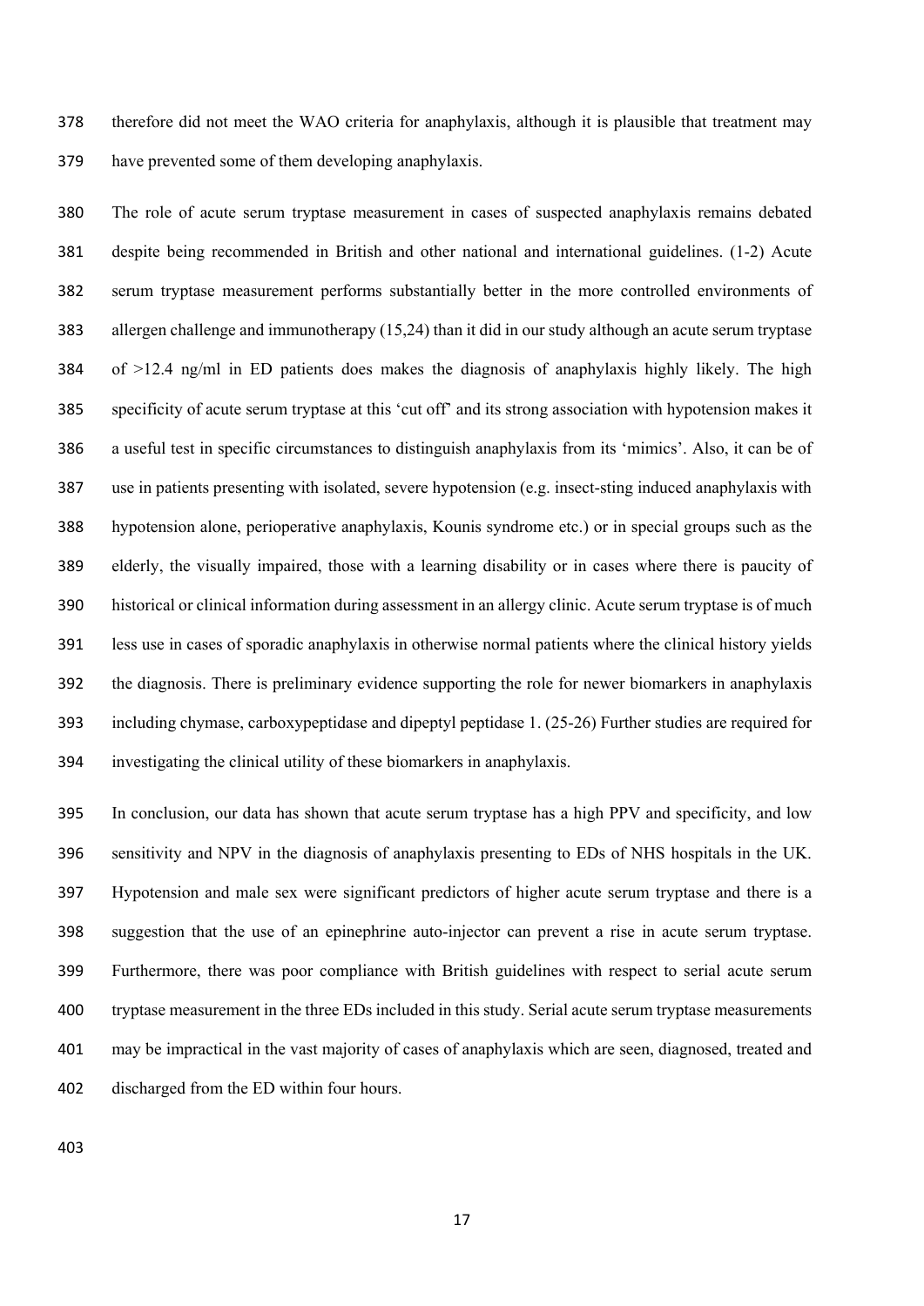therefore did not meet the WAO criteria for anaphylaxis, although it is plausible that treatment may have prevented some of them developing anaphylaxis.

The role of acute serum tryptase measurement in cases of suspected anaphylaxis remains debated despite being recommended in British and other national and international guidelines. (1-2) Acute serum tryptase measurement performs substantially better in the more controlled environments of allergen challenge and immunotherapy (15,24) than it did in our study although an acute serum tryptase of >12.4 ng/ml in ED patients does makes the diagnosis of anaphylaxis highly likely. The high specificity of acute serum tryptase at this 'cut off' and its strong association with hypotension makes it a useful test in specific circumstances to distinguish anaphylaxis from its 'mimics'. Also, it can be of use in patients presenting with isolated, severe hypotension (e.g. insect-sting induced anaphylaxis with hypotension alone, perioperative anaphylaxis, Kounis syndrome etc.) or in special groups such as the elderly, the visually impaired, those with a learning disability or in cases where there is paucity of historical or clinical information during assessment in an allergy clinic. Acute serum tryptase is of much less use in cases of sporadic anaphylaxis in otherwise normal patients where the clinical history yields the diagnosis. There is preliminary evidence supporting the role for newer biomarkers in anaphylaxis including chymase, carboxypeptidase and dipeptyl peptidase 1. (25-26) Further studies are required for investigating the clinical utility of these biomarkers in anaphylaxis.

In conclusion, our data has shown that acute serum tryptase has a high PPV and specificity, and low sensitivity and NPV in the diagnosis of anaphylaxis presenting to EDs of NHS hospitals in the UK. Hypotension and male sex were significant predictors of higher acute serum tryptase and there is a suggestion that the use of an epinephrine auto-injector can prevent a rise in acute serum tryptase. Furthermore, there was poor compliance with British guidelines with respect to serial acute serum tryptase measurement in the three EDs included in this study. Serial acute serum tryptase measurements may be impractical in the vast majority of cases of anaphylaxis which are seen, diagnosed, treated and discharged from the ED within four hours.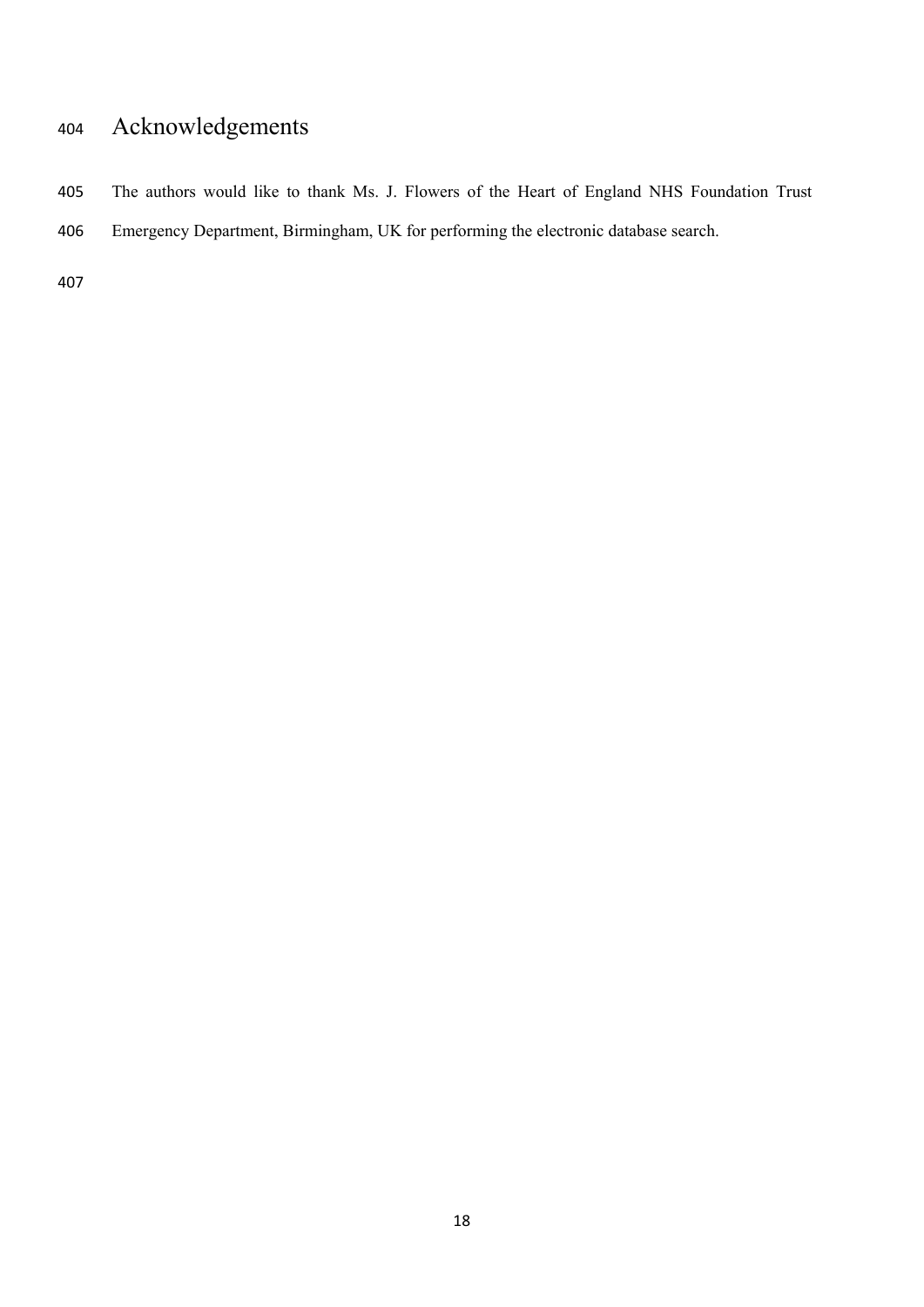# Acknowledgements

The authors would like to thank Ms. J. Flowers of the Heart of England NHS Foundation Trust Emergency Department, Birmingham, UK for performing the electronic database search.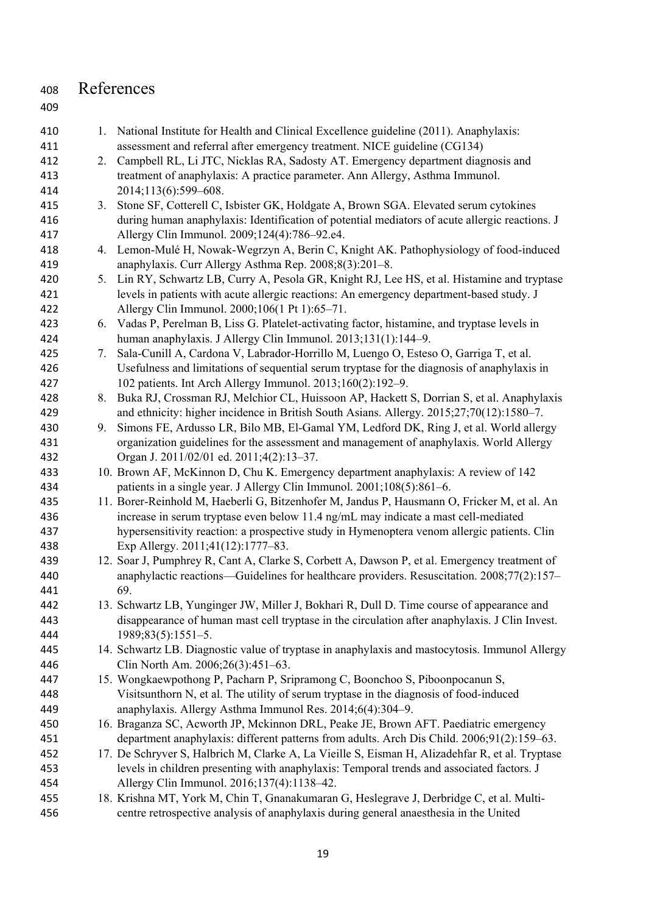# References

1. National Institute for Health and Clinical Excellence guideline (2011). Anaphylaxis: assessment and referral after emergency treatment. NICE guideline (CG134)
2. Campbell RL, Li JTC, Nicklas RA, Sadosty AT. Emergency department diagnosis and treatment of anaphylaxis: A practice parameter. Ann Allergy, Asthma Immunol. 2014;113(6):599–608.
3. Stone SF, Cotterell C, Isbister GK, Holdgate A, Brown SGA. Elevated serum cytokines during human anaphylaxis: Identification of potential mediators of acute allergic reactions. J Allergy Clin Immunol. 2009;124(4):786–92.e4.
4. Lemon-Mulé H, Nowak-Wegrzyn A, Berin C, Knight AK. Pathophysiology of food-induced anaphylaxis. Curr Allergy Asthma Rep. 2008;8(3):201–8.
5. Lin RY, Schwartz LB, Curry A, Pesola GR, Knight RJ, Lee HS, et al. Histamine and tryptase levels in patients with acute allergic reactions: An emergency department-based study. J Allergy Clin Immunol. 2000;106(1 Pt 1):65–71.
6. Vadas P, Perelman B, Liss G. Platelet-activating factor, histamine, and tryptase levels in human anaphylaxis. J Allergy Clin Immunol. 2013;131(1):144–9.
7. Sala-Cunill A, Cardona V, Labrador-Horrillo M, Luengo O, Esteso O, Garriga T, et al. Usefulness and limitations of sequential serum tryptase for the diagnosis of anaphylaxis in 102 patients. Int Arch Allergy Immunol. 2013;160(2):192–9.
8. Buka RJ, Crossman RJ, Melchior CL, Huissoon AP, Hackett S, Dorrian S, et al. Anaphylaxis and ethnicity: higher incidence in British South Asians. Allergy. 2015;27;70(12):1580–7.
9. Simons FE, Ardusso LR, Bilo MB, El-Gamal YM, Ledford DK, Ring J, et al. World allergy organization guidelines for the assessment and management of anaphylaxis. World Allergy Organ J. 2011/02/01 ed. 2011;4(2):13–37.
10. Brown AF, McKinnon D, Chu K. Emergency department anaphylaxis: A review of 142 patients in a single year. J Allergy Clin Immunol. 2001;108(5):861–6.
11. Borer-Reinhold M, Haeberli G, Bitzenhofer M, Jandus P, Hausmann O, Fricker M, et al. An increase in serum tryptase even below 11.4 ng/mL may indicate a mast cell-mediated hypersensitivity reaction: a prospective study in Hymenoptera venom allergic patients. Clin Exp Allergy. 2011;41(12):1777–83.
12. Soar J, Pumphrey R, Cant A, Clarke S, Corbett A, Dawson P, et al. Emergency treatment of anaphylactic reactions—Guidelines for healthcare providers. Resuscitation. 2008;77(2):157–69.
13. Schwartz LB, Yunginger JW, Miller J, Bokhari R, Dull D. Time course of appearance and disappearance of human mast cell tryptase in the circulation after anaphylaxis. J Clin Invest. 1989;83(5):1551–5.
14. Schwartz LB. Diagnostic value of tryptase in anaphylaxis and mastocytosis. Immunol Allergy Clin North Am. 2006;26(3):451–63.
15. Wongkaewpothong P, Pacharn P, Sripramong C, Boonchoo S, Piboonpocanun S, Visitsunthorn N, et al. The utility of serum tryptase in the diagnosis of food-induced anaphylaxis. Allergy Asthma Immunol Res. 2014;6(4):304–9.
16. Braganza SC, Acworth JP, Mckinnon DRL, Peake JE, Brown AFT. Paediatric emergency department anaphylaxis: different patterns from adults. Arch Dis Child. 2006;91(2):159–63.
17. De Schryver S, Halbrich M, Clarke A, La Vieille S, Eisman H, Alizadehfar R, et al. Tryptase levels in children presenting with anaphylaxis: Temporal trends and associated factors. J Allergy Clin Immunol. 2016;137(4):1138–42.
18. Krishna MT, York M, Chin T, Gnanakumaran G, Heslegrave J, Derbridge C, et al. Multi-centre retrospective analysis of anaphylaxis during general anaesthesia in the United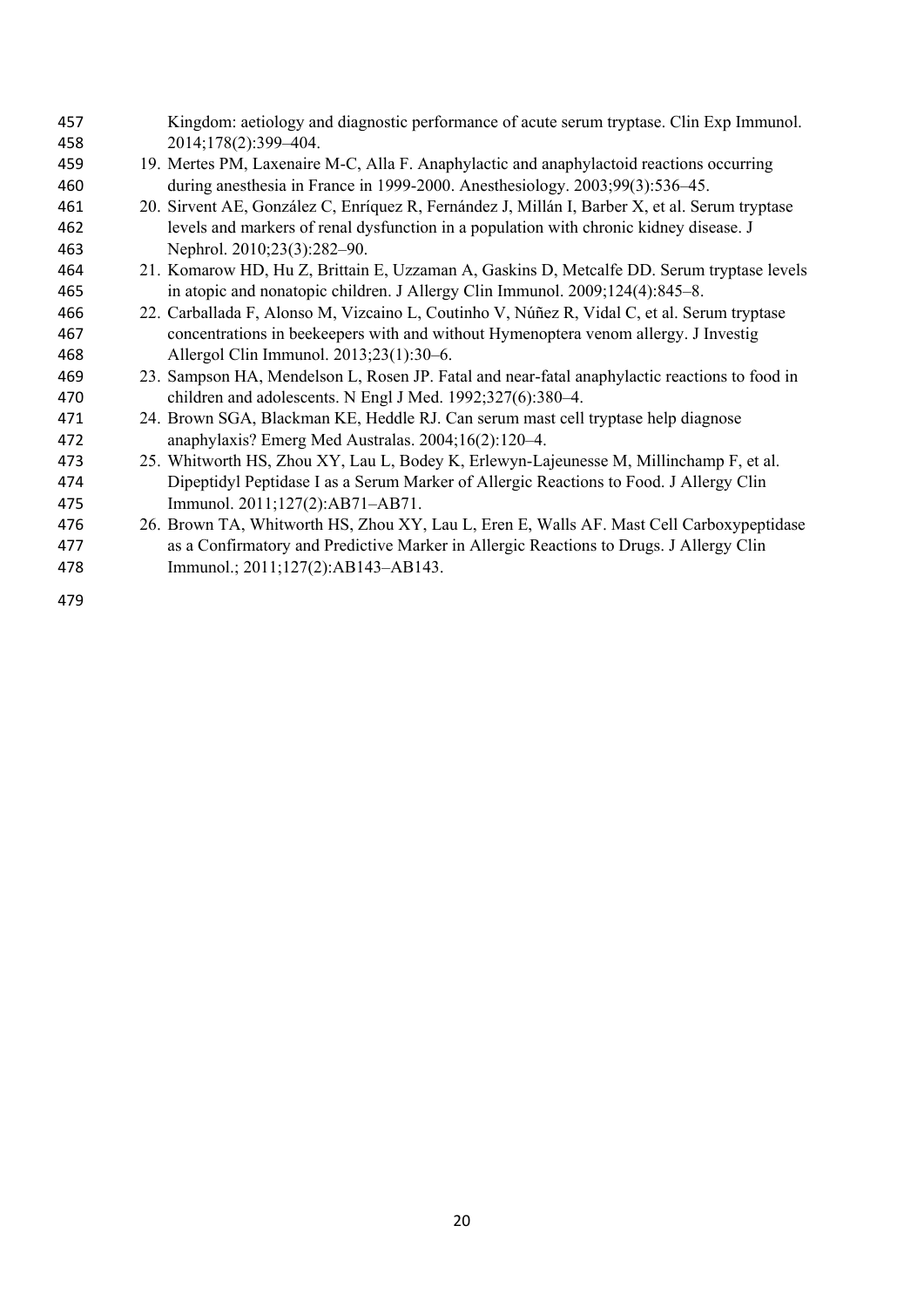Kingdom: aetiology and diagnostic performance of acute serum tryptase. Clin Exp Immunol. 2014;178(2):399–404.

19. Mertes PM, Laxenaire M-C, Alla F. Anaphylactic and anaphylactoid reactions occurring during anesthesia in France in 1999-2000. Anesthesiology. 2003;99(3):536–45.
20. Sirvent AE, González C, Enríquez R, Fernández J, Millán I, Barber X, et al. Serum tryptase levels and markers of renal dysfunction in a population with chronic kidney disease. J Nephrol. 2010;23(3):282–90.
21. Komarow HD, Hu Z, Brittain E, Uzzaman A, Gaskins D, Metcalfe DD. Serum tryptase levels in atopic and nonatopic children. J Allergy Clin Immunol. 2009;124(4):845–8.
22. Carballada F, Alonso M, Vizcaino L, Coutinho V, Núñez R, Vidal C, et al. Serum tryptase concentrations in beekeepers with and without Hymenoptera venom allergy. J Investig Allergol Clin Immunol. 2013;23(1):30–6.
23. Sampson HA, Mendelson L, Rosen JP. Fatal and near-fatal anaphylactic reactions to food in children and adolescents. N Engl J Med. 1992;327(6):380–4.
24. Brown SGA, Blackman KE, Heddle RJ. Can serum mast cell tryptase help diagnose anaphylaxis? Emerg Med Australas. 2004;16(2):120–4.
25. Whitworth HS, Zhou XY, Lau L, Bodey K, Erlewyn-Lajeunesse M, Millinchamp F, et al. Dipeptidyl Peptidase I as a Serum Marker of Allergic Reactions to Food. J Allergy Clin Immunol. 2011;127(2):AB71–AB71.
26. Brown TA, Whitworth HS, Zhou XY, Lau L, Eren E, Walls AF. Mast Cell Carboxypeptidase as a Confirmatory and Predictive Marker in Allergic Reactions to Drugs. J Allergy Clin Immunol.; 2011;127(2):AB143–AB143.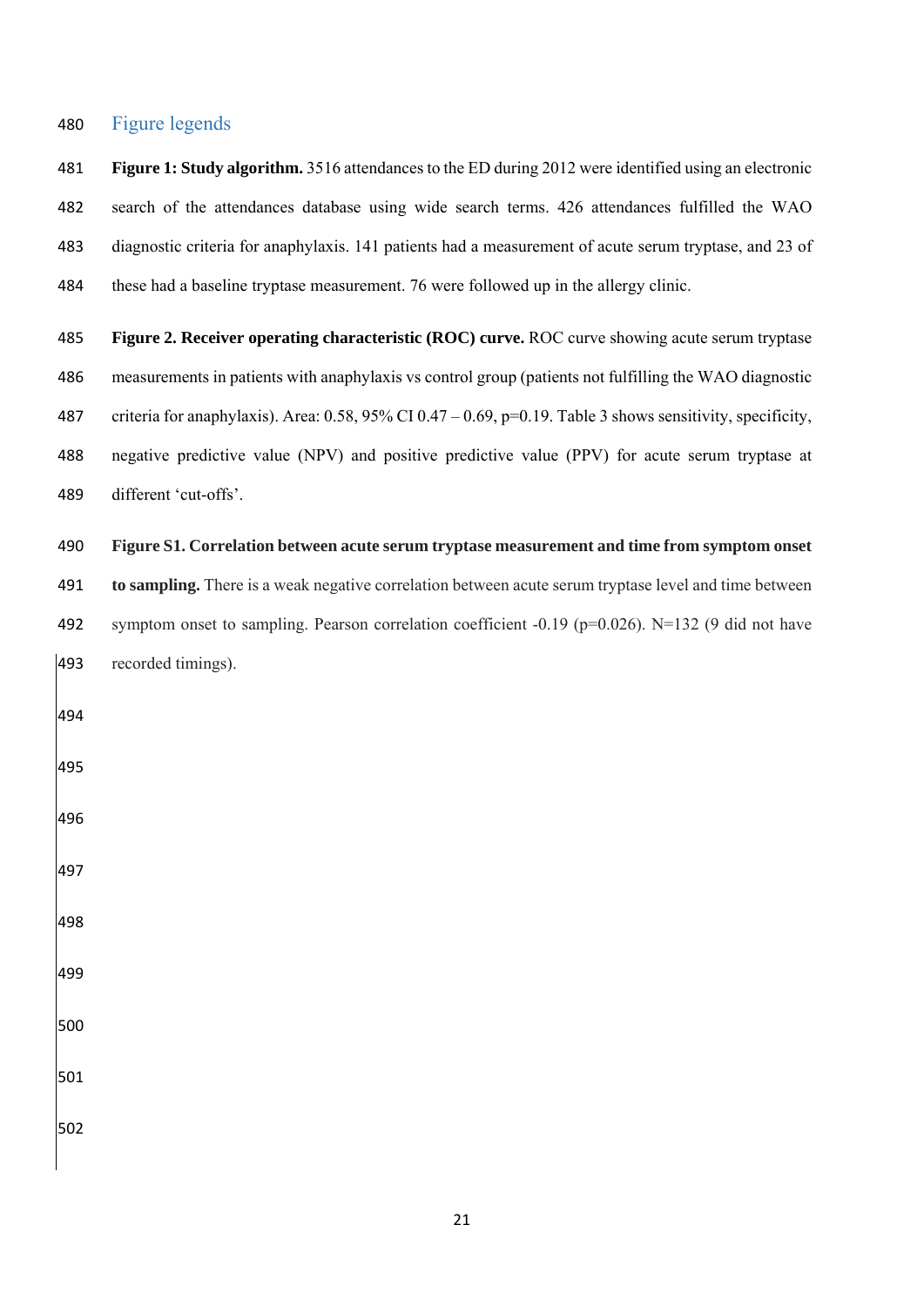## Figure legends

**Figure 1: Study algorithm.** 3516 attendances to the ED during 2012 were identified using an electronic search of the attendances database using wide search terms. 426 attendances fulfilled the WAO diagnostic criteria for anaphylaxis. 141 patients had a measurement of acute serum tryptase, and 23 of these had a baseline tryptase measurement. 76 were followed up in the allergy clinic.

**Figure 2. Receiver operating characteristic (ROC) curve.** ROC curve showing acute serum tryptase measurements in patients with anaphylaxis vs control group (patients not fulfilling the WAO diagnostic criteria for anaphylaxis). Area: 0.58, 95% CI 0.47 – 0.69, p=0.19. Table 3 shows sensitivity, specificity, negative predictive value (NPV) and positive predictive value (PPV) for acute serum tryptase at different 'cut-offs'.

**Figure S1. Correlation between acute serum tryptase measurement and time from symptom onset to sampling.** There is a weak negative correlation between acute serum tryptase level and time between symptom onset to sampling. Pearson correlation coefficient -0.19 (p=0.026). N=132 (9 did not have recorded timings).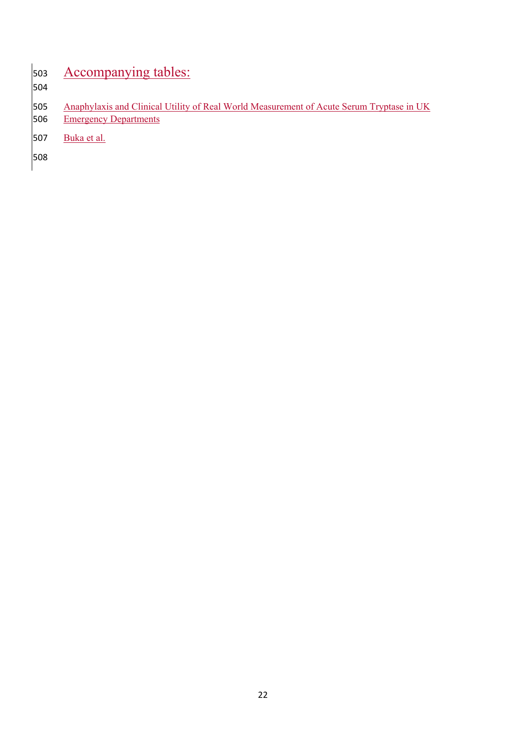# Accompanying tables:

Anaphylaxis and Clinical Utility of Real World Measurement of Acute Serum Tryptase in UK Emergency Departments

Buka et al.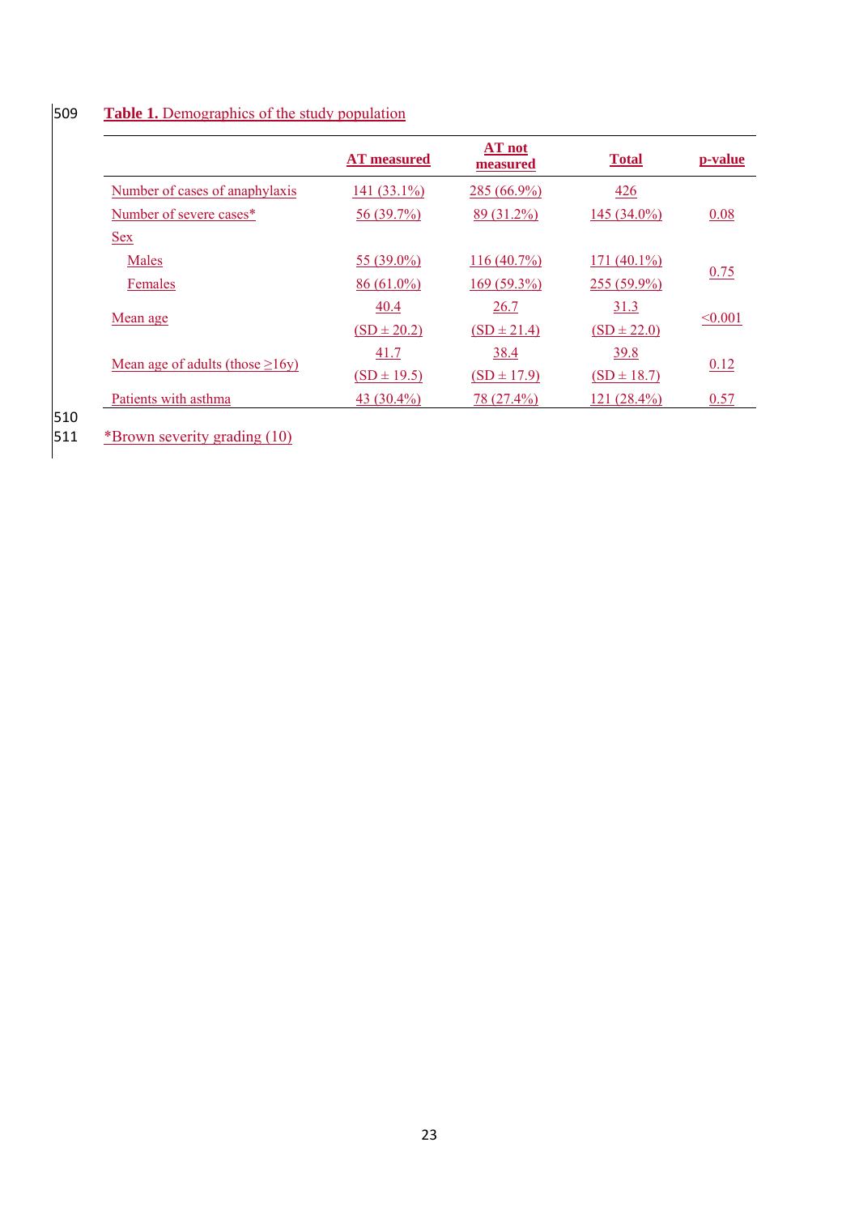**Table 1.** Demographics of the study population

| | **AT measured** | **AT not measured** | **Total** | **p-value** |
|---|---|---|---|---|
| Number of cases of anaphylaxis | 141 (33.1%) | 285 (66.9%) | 426 | |
| Number of severe cases* | 56 (39.7%) | 89 (31.2%) | 145 (34.0%) | 0.08 |
| Sex | | | | |
| Males | 55 (39.0%) | 116 (40.7%) | 171 (40.1%) | 0.75 |
| Females | 86 (61.0%) | 169 (59.3%) | 255 (59.9%) | |
| Mean age | 40.4 (SD ± 20.2) | 26.7 (SD ± 21.4) | 31.3 (SD ± 22.0) | <0.001 |
| Mean age of adults (those ≥16y) | 41.7 (SD ± 19.5) | 38.4 (SD ± 17.9) | 39.8 (SD ± 18.7) | 0.12 |
| Patients with asthma | 43 (30.4%) | 78 (27.4%) | 121 (28.4%) | 0.57 |

*Brown severity grading (10)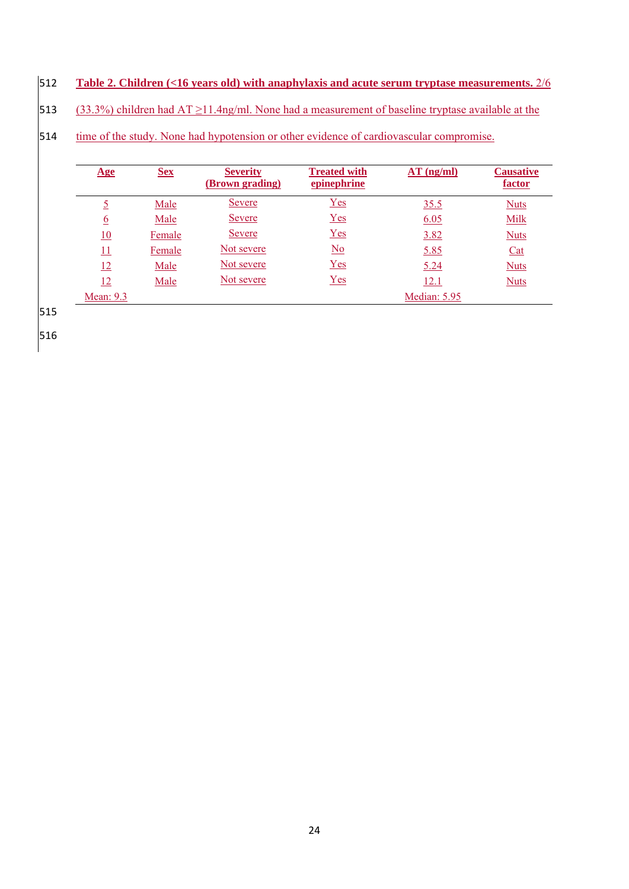**Table 2. Children (<16 years old) with anaphylaxis and acute serum tryptase measurements.** 2/6 (33.3%) children had AT ≥11.4ng/ml. None had a measurement of baseline tryptase available at the time of the study. None had hypotension or other evidence of cardiovascular compromise.

| Age | Sex | Severity (Brown grading) | Treated with epinephrine | AT (ng/ml) | Causative factor |
|---|---|---|---|---|---|
| 5 | Male | Severe | Yes | 35.5 | Nuts |
| 6 | Male | Severe | Yes | 6.05 | Milk |
| 10 | Female | Severe | Yes | 3.82 | Nuts |
| 11 | Female | Not severe | No | 5.85 | Cat |
| 12 | Male | Not severe | Yes | 5.24 | Nuts |
| 12 | Male | Not severe | Yes | 12.1 | Nuts |
| Mean: 9.3 | | | | Median: 5.95 | |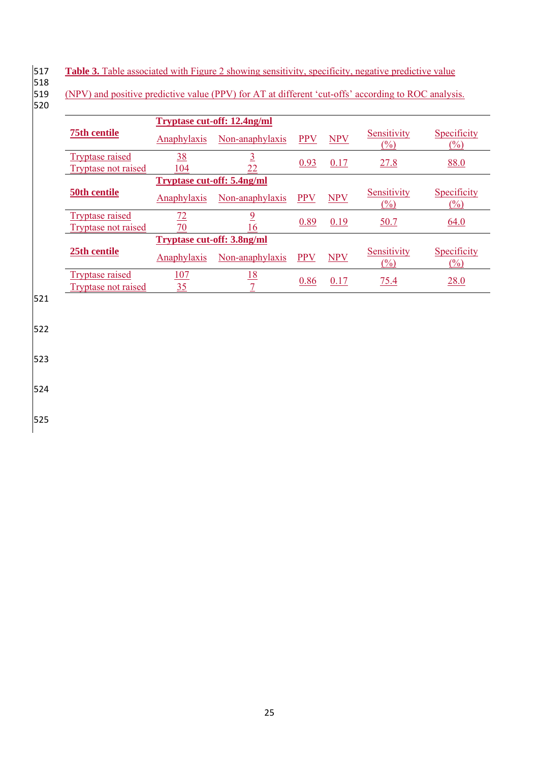**Table 3.** Table associated with Figure 2 showing sensitivity, specificity, negative predictive value (NPV) and positive predictive value (PPV) for AT at different 'cut-offs' according to ROC analysis.

| | Tryptase cut-off: 12.4ng/ml | | | | | |
|---|---|---|---|---|---|---|
| **75th centile** | Anaphylaxis | Non-anaphylaxis | PPV | NPV | Sensitivity (%) | Specificity (%) |
| Tryptase raised | 38 | 3 | 0.93 | 0.17 | 27.8 | 88.0 |
| Tryptase not raised | 104 | 22 | | | | |
| | **Tryptase cut-off: 5.4ng/ml** | | | | | |
| **50th centile** | Anaphylaxis | Non-anaphylaxis | PPV | NPV | Sensitivity (%) | Specificity (%) |
| Tryptase raised | 72 | 9 | 0.89 | 0.19 | 50.7 | 64.0 |
| Tryptase not raised | 70 | 16 | | | | |
| | **Tryptase cut-off: 3.8ng/ml** | | | | | |
| **25th centile** | Anaphylaxis | Non-anaphylaxis | PPV | NPV | Sensitivity (%) | Specificity (%) |
| Tryptase raised | 107 | 18 | 0.86 | 0.17 | 75.4 | 28.0 |
| Tryptase not raised | 35 | 7 | | | | |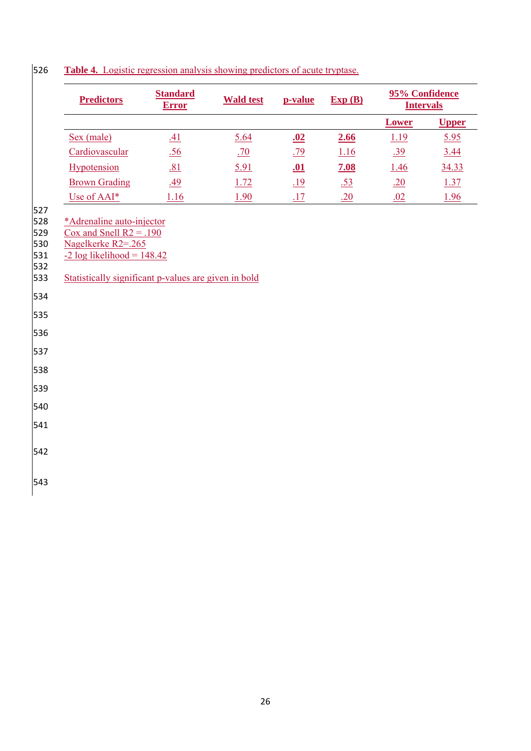**Table 4.** Logistic regression analysis showing predictors of acute tryptase.

| Predictors | Standard Error | Wald test | p-value | Exp (B) | 95% Confidence Intervals | |
|---|---|---|---|---|---|---|
| | | | | | Lower | Upper |
| Sex (male) | .41 | 5.64 | **.02** | **2.66** | 1.19 | 5.95 |
| Cardiovascular | .56 | .70 | .79 | 1.16 | .39 | 3.44 |
| Hypotension | .81 | 5.91 | **.01** | **7.08** | 1.46 | 34.33 |
| Brown Grading | .49 | 1.72 | .19 | .53 | .20 | 1.37 |
| Use of AAI* | 1.16 | 1.90 | .17 | .20 | .02 | 1.96 |

*Adrenaline auto-injector
Cox and Snell R2 = .190
Nagelkerke R2=.265
-2 log likelihood = 148.42

Statistically significant p-values are given in bold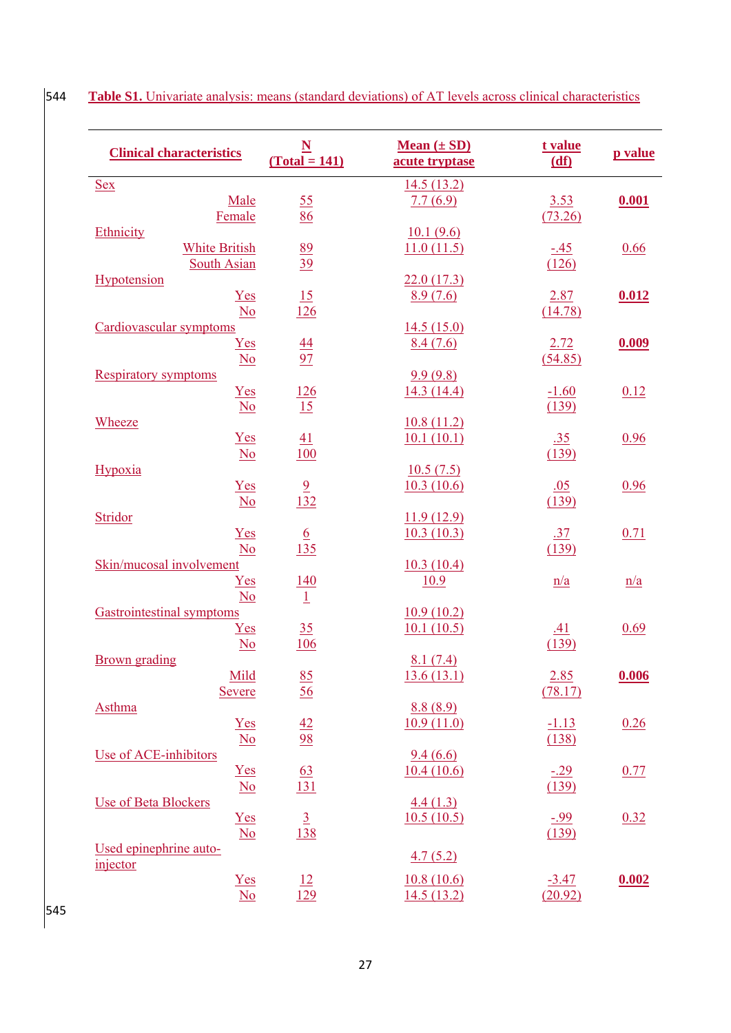**Table S1.** Univariate analysis: means (standard deviations) of AT levels across clinical characteristics

| Clinical characteristics | | N (Total = 141) | Mean (± SD) acute tryptase | t value (df) | p value |
|---|---|---|---|---|---|
| Sex | | | 14.5 (13.2) | | |
| | Male | 55 | 7.7 (6.9) | 3.53 | **0.001** |
| | Female | 86 | | (73.26) | |
| Ethnicity | | | 10.1 (9.6) | | |
| | White British | 89 | 11.0 (11.5) | -.45 | 0.66 |
| | South Asian | 39 | | (126) | |
| Hypotension | | | 22.0 (17.3) | | |
| | Yes | 15 | 8.9 (7.6) | 2.87 | **0.012** |
| | No | 126 | | (14.78) | |
| Cardiovascular symptoms | | | 14.5 (15.0) | | |
| | Yes | 44 | 8.4 (7.6) | 2.72 | **0.009** |
| | No | 97 | | (54.85) | |
| Respiratory symptoms | | | 9.9 (9.8) | | |
| | Yes | 126 | 14.3 (14.4) | -1.60 | 0.12 |
| | No | 15 | | (139) | |
| Wheeze | | | 10.8 (11.2) | | |
| | Yes | 41 | 10.1 (10.1) | .35 | 0.96 |
| | No | 100 | | (139) | |
| Hypoxia | | | 10.5 (7.5) | | |
| | Yes | 9 | 10.3 (10.6) | .05 | 0.96 |
| | No | 132 | | (139) | |
| Stridor | | | 11.9 (12.9) | | |
| | Yes | 6 | 10.3 (10.3) | .37 | 0.71 |
| | No | 135 | | (139) | |
| Skin/mucosal involvement | | | 10.3 (10.4) | | |
| | Yes | 140 | 10.9 | n/a | n/a |
| | No | 1 | | | |
| Gastrointestinal symptoms | | | 10.9 (10.2) | | |
| | Yes | 35 | 10.1 (10.5) | .41 | 0.69 |
| | No | 106 | | (139) | |
| Brown grading | | | 8.1 (7.4) | | |
| | Mild | 85 | 13.6 (13.1) | 2.85 | **0.006** |
| | Severe | 56 | | (78.17) | |
| Asthma | | | 8.8 (8.9) | | |
| | Yes | 42 | 10.9 (11.0) | -1.13 | 0.26 |
| | No | 98 | | (138) | |
| Use of ACE-inhibitors | | | 9.4 (6.6) | | |
| | Yes | 63 | 10.4 (10.6) | -.29 | 0.77 |
| | No | 131 | | (139) | |
| Use of Beta Blockers | | | 4.4 (1.3) | | |
| | Yes | 3 | 10.5 (10.5) | -.99 | 0.32 |
| | No | 138 | | (139) | |
| Used epinephrine auto-injector | | | 4.7 (5.2) | | |
| | Yes | 12 | 10.8 (10.6) | -3.47 | **0.002** |
| | No | 129 | 14.5 (13.2) | (20.92) | |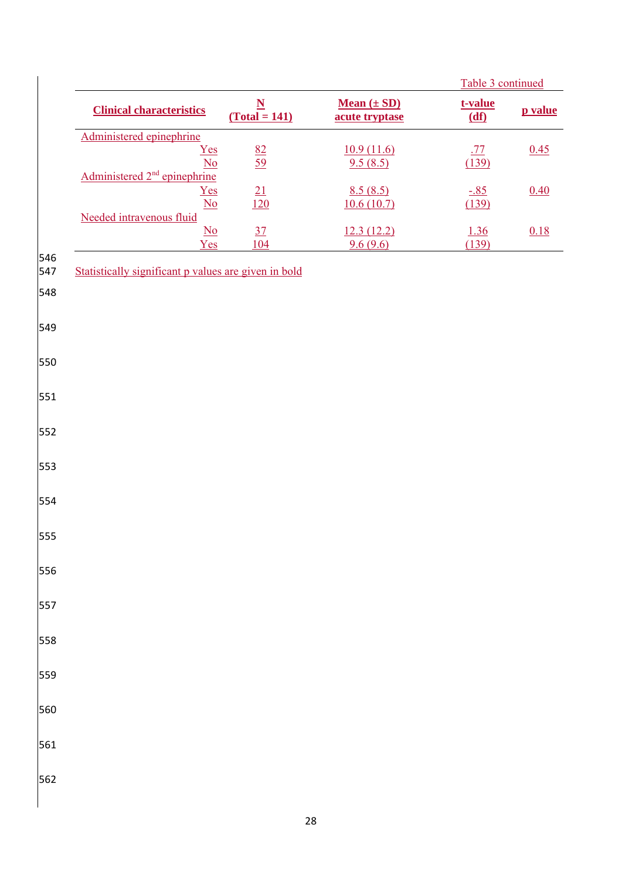Table 3 continued

| **Clinical characteristics** | **N (Total = 141)** | **Mean (± SD) acute tryptase** | **t-value (df)** | **p value** |
|---|---|---|---|---|
| Administered epinephrine | | | | |
| Yes | 82 | 10.9 (11.6) | .77 | 0.45 |
| No | 59 | 9.5 (8.5) | (139) | |
| Administered 2nd epinephrine | | | | |
| Yes | 21 | 8.5 (8.5) | -.85 | 0.40 |
| No | 120 | 10.6 (10.7) | (139) | |
| Needed intravenous fluid | | | | |
| No | 37 | 12.3 (12.2) | 1.36 | 0.18 |
| Yes | 104 | 9.6 (9.6) | (139) | |

Statistically significant p values are given in bold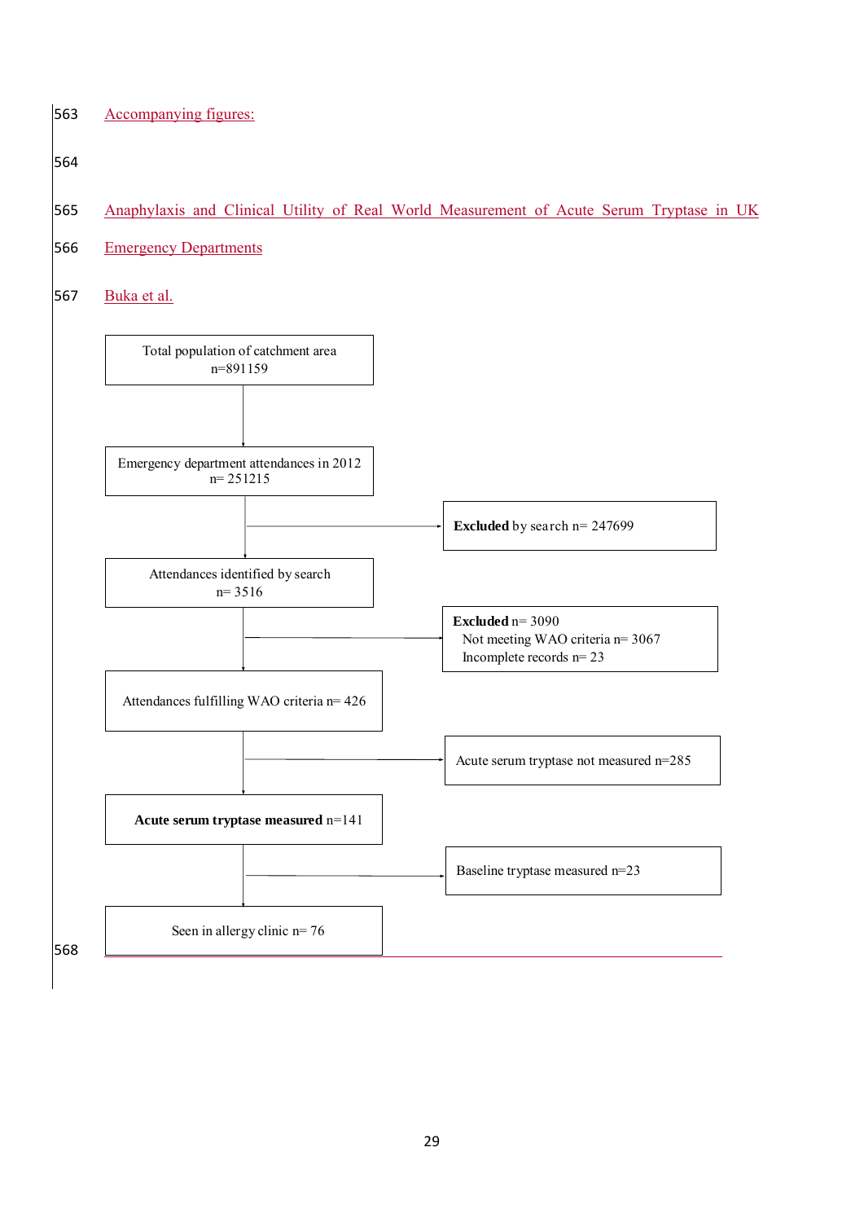Accompanying figures:

Anaphylaxis and Clinical Utility of Real World Measurement of Acute Serum Tryptase in UK Emergency Departments

Buka et al.

Total population of catchment area
n=891159

Emergency department attendances in 2012
n= 251215

**Excluded** by search n= 247699

Attendances identified by search
n= 3516

**Excluded** n= 3090
Not meeting WAO criteria n= 3067
Incomplete records n= 23

Attendances fulfilling WAO criteria n= 426

Acute serum tryptase not measured n=285

**Acute serum tryptase measured** n=141

Baseline tryptase measured n=23

Seen in allergy clinic n= 76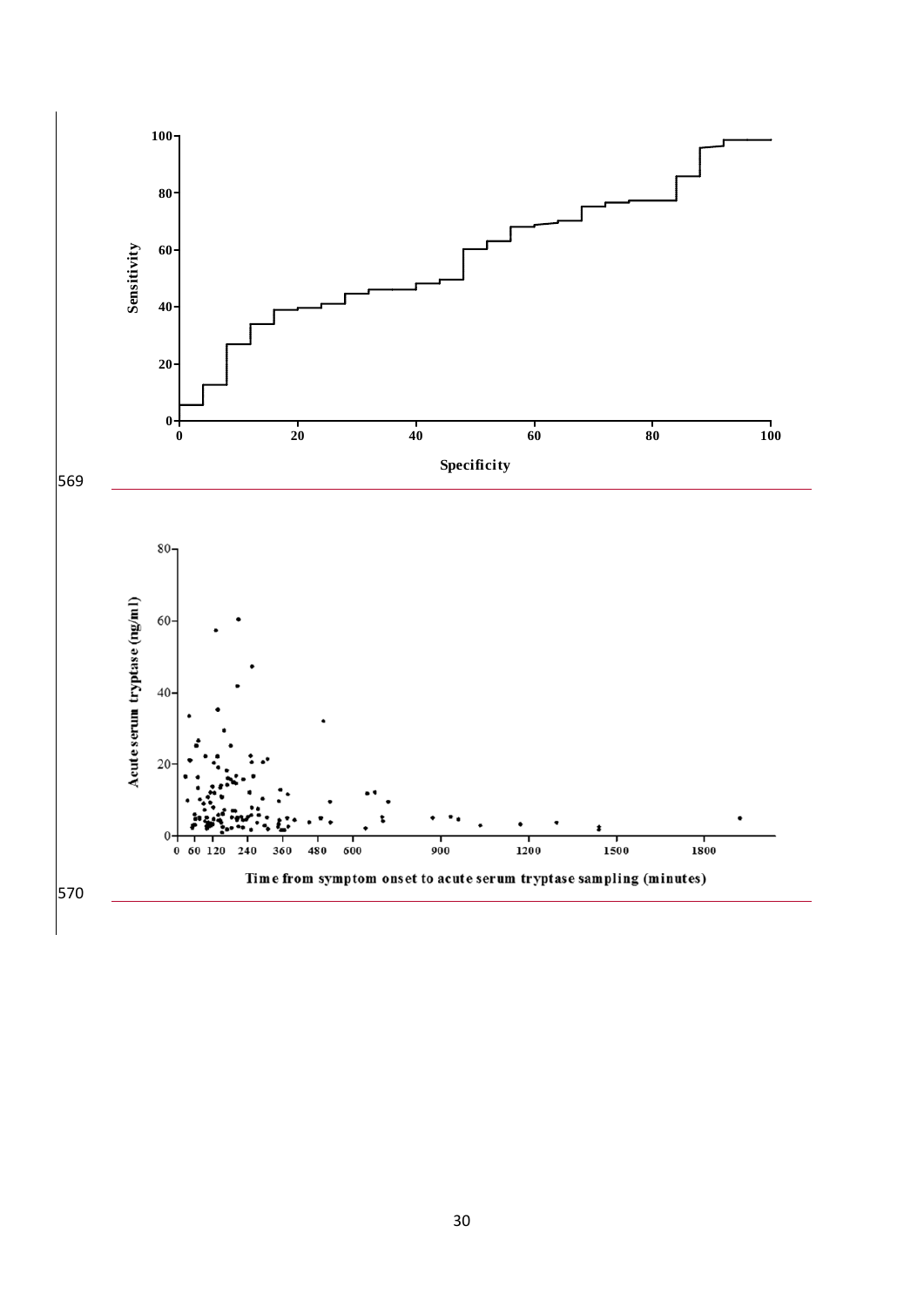100

80

60

40

20

0

Sensitivity

0 20 40 60 80 100

Specificity

569

80

60

40

20

0

Acute serum tryptase (ng/ml)

0 60 120 240 360 480 600 900 1200 1500 1800

Time from symptom onset to acute serum tryptase sampling (minutes)

570